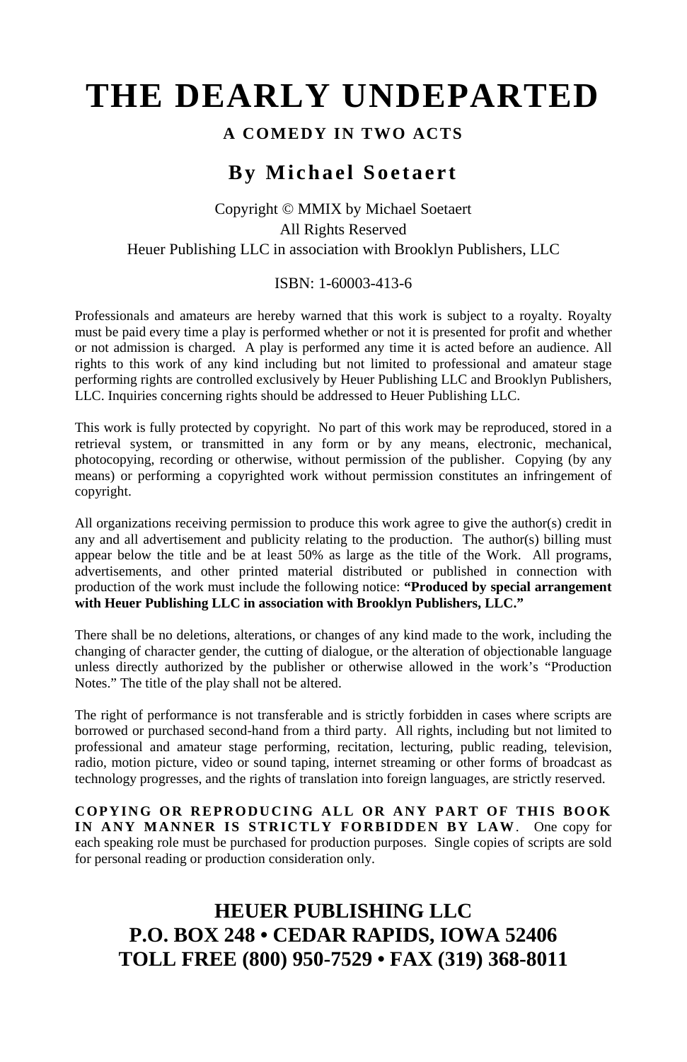# THE DEARLY UNDEPARTED

### A COMEDY IN TWO ACTS

## By Michael Soetaert

Copyright © MMIX by Michael Soetaert
All Rights Reserved
Heuer Publishing LLC in association with Brooklyn Publishers, LLC

ISBN: 1-60003-413-6

Professionals and amateurs are hereby warned that this work is subject to a royalty. Royalty must be paid every time a play is performed whether or not it is presented for profit and whether or not admission is charged. A play is performed any time it is acted before an audience. All rights to this work of any kind including but not limited to professional and amateur stage performing rights are controlled exclusively by Heuer Publishing LLC and Brooklyn Publishers, LLC. Inquiries concerning rights should be addressed to Heuer Publishing LLC.

This work is fully protected by copyright. No part of this work may be reproduced, stored in a retrieval system, or transmitted in any form or by any means, electronic, mechanical, photocopying, recording or otherwise, without permission of the publisher. Copying (by any means) or performing a copyrighted work without permission constitutes an infringement of copyright.

All organizations receiving permission to produce this work agree to give the author(s) credit in any and all advertisement and publicity relating to the production. The author(s) billing must appear below the title and be at least 50% as large as the title of the Work. All programs, advertisements, and other printed material distributed or published in connection with production of the work must include the following notice: **"Produced by special arrangement with Heuer Publishing LLC in association with Brooklyn Publishers, LLC."**

There shall be no deletions, alterations, or changes of any kind made to the work, including the changing of character gender, the cutting of dialogue, or the alteration of objectionable language unless directly authorized by the publisher or otherwise allowed in the work's "Production Notes." The title of the play shall not be altered.

The right of performance is not transferable and is strictly forbidden in cases where scripts are borrowed or purchased second-hand from a third party. All rights, including but not limited to professional and amateur stage performing, recitation, lecturing, public reading, television, radio, motion picture, video or sound taping, internet streaming or other forms of broadcast as technology progresses, and the rights of translation into foreign languages, are strictly reserved.

**COPYING OR REPRODUCING ALL OR ANY PART OF THIS BOOK IN ANY MANNER IS STRICTLY FORBIDDEN BY LAW**. One copy for each speaking role must be purchased for production purposes. Single copies of scripts are sold for personal reading or production consideration only.

## HEUER PUBLISHING LLC
## P.O. BOX 248 • CEDAR RAPIDS, IOWA 52406
## TOLL FREE (800) 950-7529 • FAX (319) 368-8011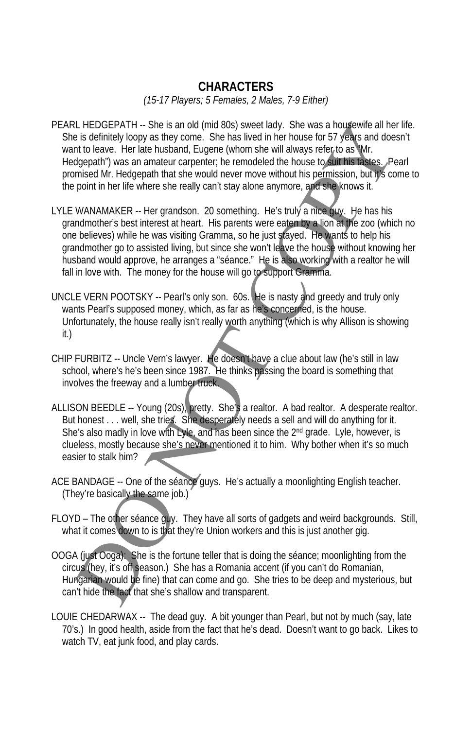## CHARACTERS

*(15-17 Players; 5 Females, 2 Males, 7-9 Either)*

PEARL HEDGEPATH -- She is an old (mid 80s) sweet lady. She was a housewife all her life. She is definitely loopy as they come. She has lived in her house for 57 years and doesn't want to leave. Her late husband, Eugene (whom she will always refer to as "Mr. Hedgepath") was an amateur carpenter; he remodeled the house to suit his tastes. Pearl promised Mr. Hedgepath that she would never move without his permission, but it's come to the point in her life where she really can't stay alone anymore, and she knows it.

LYLE WANAMAKER -- Her grandson. 20 something. He's truly a nice guy. He has his grandmother's best interest at heart. His parents were eaten by a lion at the zoo (which no one believes) while he was visiting Gramma, so he just stayed. He wants to help his grandmother go to assisted living, but since she won't leave the house without knowing her husband would approve, he arranges a "séance." He is also working with a realtor he will fall in love with. The money for the house will go to support Gramma.

UNCLE VERN POOTSKY -- Pearl's only son. 60s. He is nasty and greedy and truly only wants Pearl's supposed money, which, as far as he's concerned, is the house. Unfortunately, the house really isn't really worth anything (which is why Allison is showing it.)

CHIP FURBITZ -- Uncle Vern's lawyer. He doesn't have a clue about law (he's still in law school, where's he's been since 1987. He thinks passing the board is something that involves the freeway and a lumber truck.

ALLISON BEEDLE -- Young (20s), pretty. She's a realtor. A bad realtor. A desperate realtor. But honest . . . well, she tries. She desperately needs a sell and will do anything for it. She's also madly in love with Lyle, and has been since the 2nd grade. Lyle, however, is clueless, mostly because she's never mentioned it to him. Why bother when it's so much easier to stalk him?

ACE BANDAGE -- One of the séance guys. He's actually a moonlighting English teacher. (They're basically the same job.)

FLOYD – The other séance guy. They have all sorts of gadgets and weird backgrounds. Still, what it comes down to is that they're Union workers and this is just another gig.

OOGA (just Ooga): She is the fortune teller that is doing the séance; moonlighting from the circus (hey, it's off season.) She has a Romania accent (if you can't do Romanian, Hungarian would be fine) that can come and go. She tries to be deep and mysterious, but can't hide the fact that she's shallow and transparent.

LOUIE CHEDARWAX -- The dead guy. A bit younger than Pearl, but not by much (say, late 70's.) In good health, aside from the fact that he's dead. Doesn't want to go back. Likes to watch TV, eat junk food, and play cards.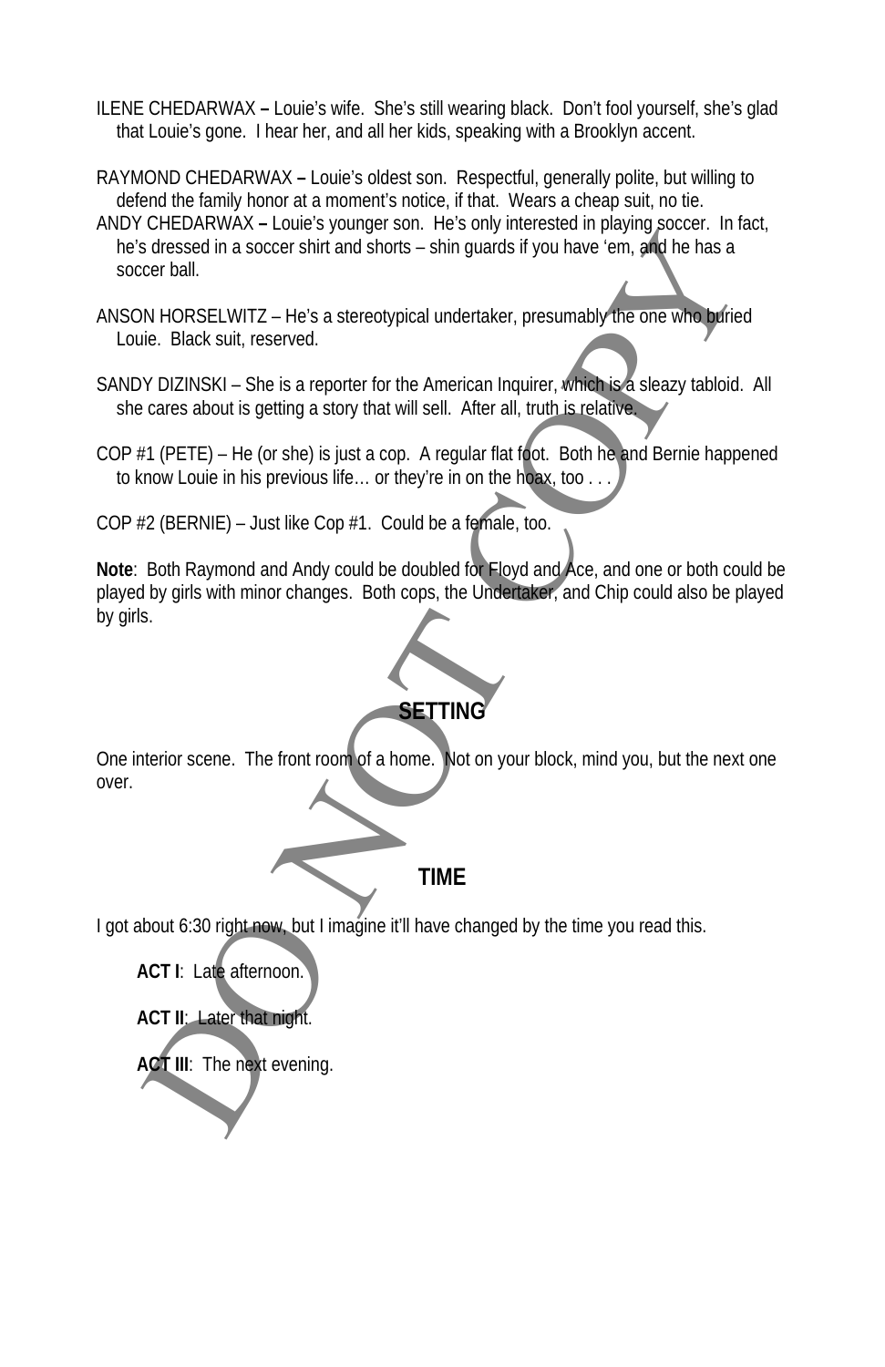ILENE CHEDARWAX **–** Louie's wife. She's still wearing black. Don't fool yourself, she's glad that Louie's gone. I hear her, and all her kids, speaking with a Brooklyn accent.

RAYMOND CHEDARWAX **–** Louie's oldest son. Respectful, generally polite, but willing to defend the family honor at a moment's notice, if that. Wears a cheap suit, no tie.

ANDY CHEDARWAX **–** Louie's younger son. He's only interested in playing soccer. In fact, he's dressed in a soccer shirt and shorts – shin guards if you have 'em, and he has a soccer ball.

ANSON HORSELWITZ – He's a stereotypical undertaker, presumably the one who buried Louie. Black suit, reserved.

SANDY DIZINSKI – She is a reporter for the American Inquirer, which is a sleazy tabloid. All she cares about is getting a story that will sell. After all, truth is relative.

COP #1 (PETE) – He (or she) is just a cop. A regular flat foot. Both he and Bernie happened to know Louie in his previous life… or they're in on the hoax, too . . .

COP #2 (BERNIE) – Just like Cop #1. Could be a female, too.

**Note**: Both Raymond and Andy could be doubled for Floyd and Ace, and one or both could be played by girls with minor changes. Both cops, the Undertaker, and Chip could also be played by girls.

## SETTING

One interior scene. The front room of a home. Not on your block, mind you, but the next one over.

## TIME

I got about 6:30 right now, but I imagine it'll have changed by the time you read this.

**ACT I**: Late afternoon.

**ACT II**: Later that night.

**ACT III**: The next evening.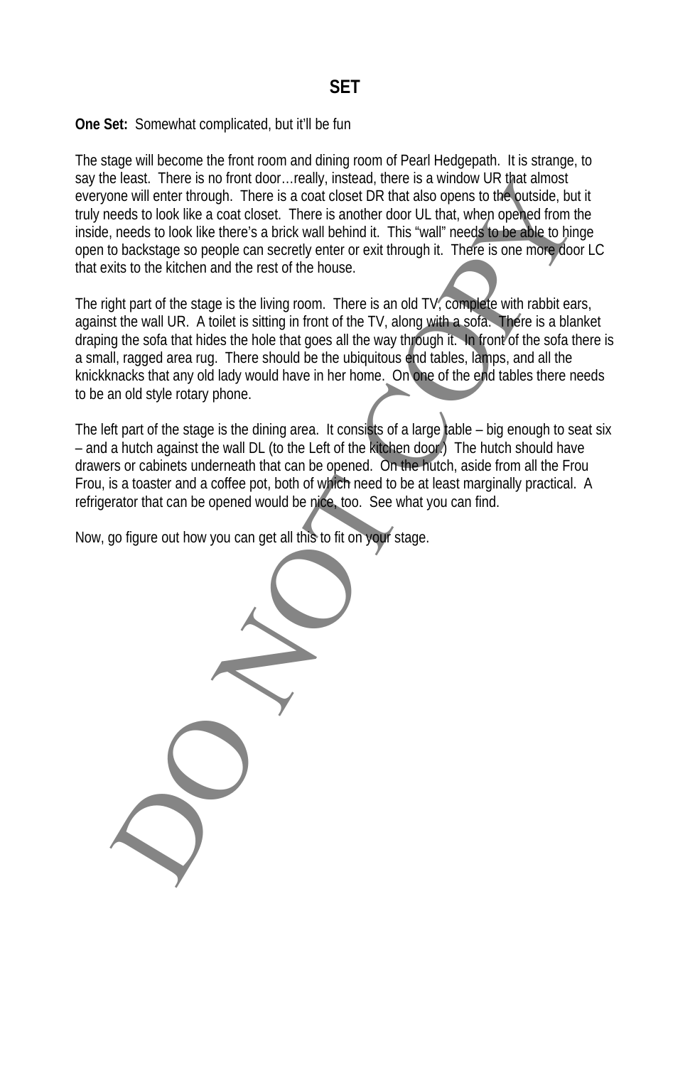# SET

**One Set:** Somewhat complicated, but it'll be fun

The stage will become the front room and dining room of Pearl Hedgepath. It is strange, to say the least. There is no front door…really, instead, there is a window UR that almost everyone will enter through. There is a coat closet DR that also opens to the outside, but it truly needs to look like a coat closet. There is another door UL that, when opened from the inside, needs to look like there's a brick wall behind it. This "wall" needs to be able to hinge open to backstage so people can secretly enter or exit through it. There is one more door LC that exits to the kitchen and the rest of the house.

The right part of the stage is the living room. There is an old TV, complete with rabbit ears, against the wall UR. A toilet is sitting in front of the TV, along with a sofa. There is a blanket draping the sofa that hides the hole that goes all the way through it. In front of the sofa there is a small, ragged area rug. There should be the ubiquitous end tables, lamps, and all the knickknacks that any old lady would have in her home. On one of the end tables there needs to be an old style rotary phone.

The left part of the stage is the dining area. It consists of a large table – big enough to seat six – and a hutch against the wall DL (to the Left of the kitchen door.) The hutch should have drawers or cabinets underneath that can be opened. On the hutch, aside from all the Frou Frou, is a toaster and a coffee pot, both of which need to be at least marginally practical. A refrigerator that can be opened would be nice, too. See what you can find.

Now, go figure out how you can get all this to fit on your stage.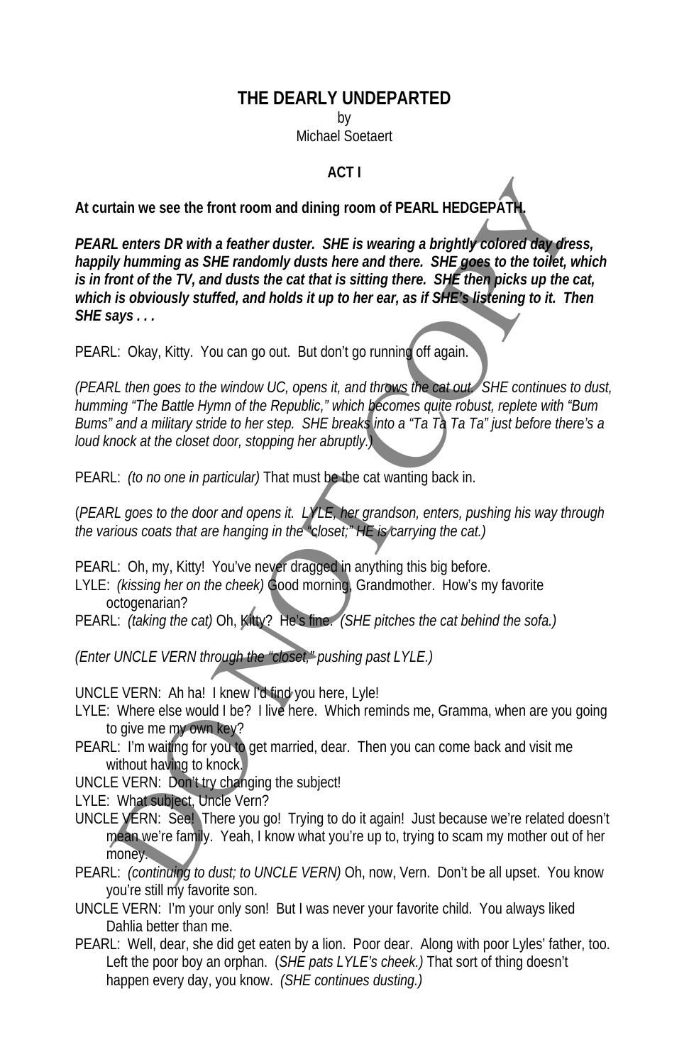# THE DEARLY UNDEPARTED

by
Michael Soetaert

## ACT I

**At curtain we see the front room and dining room of PEARL HEDGEPATH.**

***PEARL enters DR with a feather duster. SHE is wearing a brightly colored day dress, happily humming as SHE randomly dusts here and there. SHE goes to the toilet, which is in front of the TV, and dusts the cat that is sitting there. SHE then picks up the cat, which is obviously stuffed, and holds it up to her ear, as if SHE's listening to it. Then SHE says . . .***

PEARL: Okay, Kitty. You can go out. But don't go running off again.

*(PEARL then goes to the window UC, opens it, and throws the cat out. SHE continues to dust, humming "The Battle Hymn of the Republic," which becomes quite robust, replete with "Bum Bums" and a military stride to her step. SHE breaks into a "Ta Ta Ta Ta" just before there's a loud knock at the closet door, stopping her abruptly.)*

PEARL: *(to no one in particular)* That must be the cat wanting back in.

(*PEARL goes to the door and opens it. LYLE, her grandson, enters, pushing his way through the various coats that are hanging in the "closet;" HE is carrying the cat.)*

PEARL: Oh, my, Kitty! You've never dragged in anything this big before.

LYLE: *(kissing her on the cheek)* Good morning, Grandmother. How's my favorite octogenarian?

PEARL: *(taking the cat)* Oh, Kitty? He's fine. *(SHE pitches the cat behind the sofa.)*

*(Enter UNCLE VERN through the "closet," pushing past LYLE.)*

UNCLE VERN: Ah ha! I knew I'd find you here, Lyle!

LYLE: Where else would I be? I live here. Which reminds me, Gramma, when are you going to give me my own key?

PEARL: I'm waiting for you to get married, dear. Then you can come back and visit me without having to knock.

UNCLE VERN: Don't try changing the subject!

LYLE: What subject, Uncle Vern?

UNCLE VERN: See! There you go! Trying to do it again! Just because we're related doesn't mean we're family. Yeah, I know what you're up to, trying to scam my mother out of her money.

PEARL: *(continuing to dust; to UNCLE VERN)* Oh, now, Vern. Don't be all upset. You know you're still my favorite son.

UNCLE VERN: I'm your only son! But I was never your favorite child. You always liked Dahlia better than me.

PEARL: Well, dear, she did get eaten by a lion. Poor dear. Along with poor Lyles' father, too. Left the poor boy an orphan. (*SHE pats LYLE's cheek.)* That sort of thing doesn't happen every day, you know. *(SHE continues dusting.)*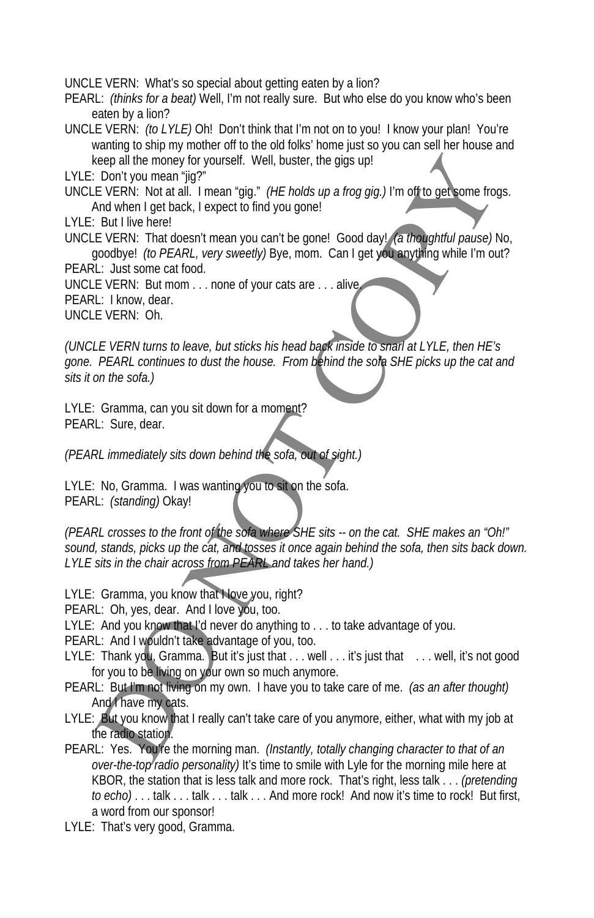UNCLE VERN: What's so special about getting eaten by a lion?

PEARL: *(thinks for a beat)* Well, I'm not really sure. But who else do you know who's been eaten by a lion?

UNCLE VERN: *(to LYLE)* Oh! Don't think that I'm not on to you! I know your plan! You're wanting to ship my mother off to the old folks' home just so you can sell her house and keep all the money for yourself. Well, buster, the gigs up!

LYLE: Don't you mean "jig?"

UNCLE VERN: Not at all. I mean "gig." *(HE holds up a frog gig.)* I'm off to get some frogs. And when I get back, I expect to find you gone!

LYLE: But I live here!

UNCLE VERN: That doesn't mean you can't be gone! Good day! *(a thoughtful pause)* No, goodbye! *(to PEARL, very sweetly)* Bye, mom. Can I get you anything while I'm out?

PEARL: Just some cat food.

UNCLE VERN: But mom . . . none of your cats are . . . alive.

PEARL: I know, dear.

UNCLE VERN: Oh.

*(UNCLE VERN turns to leave, but sticks his head back inside to snarl at LYLE, then HE's gone. PEARL continues to dust the house. From behind the sofa SHE picks up the cat and sits it on the sofa.)*

LYLE: Gramma, can you sit down for a moment?

PEARL: Sure, dear.

*(PEARL immediately sits down behind the sofa, out of sight.)*

LYLE: No, Gramma. I was wanting you to sit on the sofa.

PEARL: *(standing)* Okay!

*(PEARL crosses to the front of the sofa where SHE sits -- on the cat. SHE makes an "Oh!" sound, stands, picks up the cat, and tosses it once again behind the sofa, then sits back down. LYLE sits in the chair across from PEARL and takes her hand.)*

LYLE: Gramma, you know that I love you, right?

PEARL: Oh, yes, dear. And I love you, too.

LYLE: And you know that I'd never do anything to . . . to take advantage of you.

PEARL: And I wouldn't take advantage of you, too.

LYLE: Thank you, Gramma. But it's just that . . . well . . . it's just that . . . well, it's not good for you to be living on your own so much anymore.

PEARL: But I'm not living on my own. I have you to take care of me. *(as an after thought)* And I have my cats.

LYLE: But you know that I really can't take care of you anymore, either, what with my job at the radio station.

PEARL: Yes. You're the morning man. *(Instantly, totally changing character to that of an over-the-top radio personality)* It's time to smile with Lyle for the morning mile here at KBOR, the station that is less talk and more rock. That's right, less talk . . . *(pretending to echo)* . . . talk . . . talk . . . talk . . . And more rock! And now it's time to rock! But first, a word from our sponsor!

LYLE: That's very good, Gramma.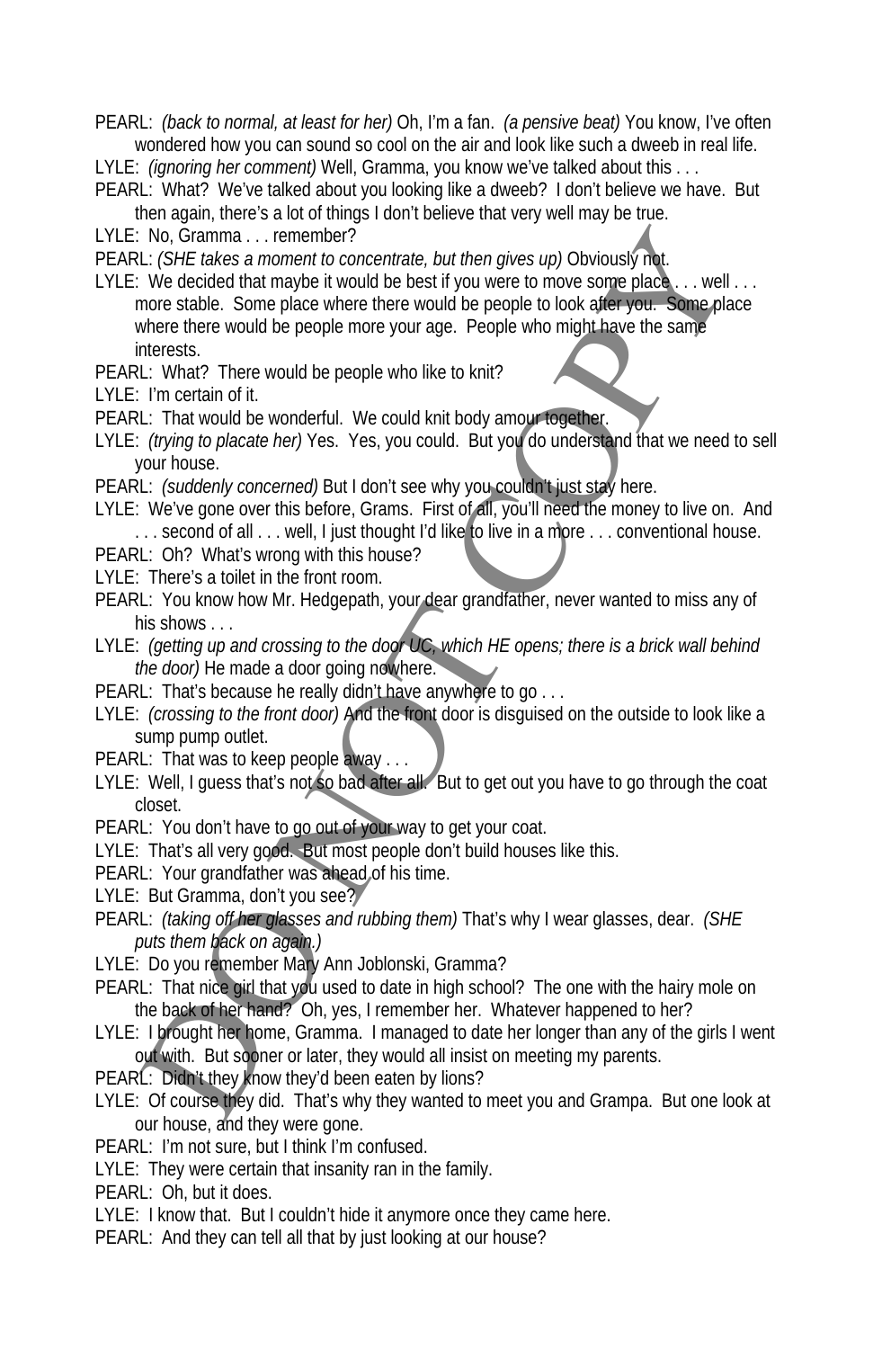PEARL: *(back to normal, at least for her)* Oh, I'm a fan. *(a pensive beat)* You know, I've often wondered how you can sound so cool on the air and look like such a dweeb in real life.

LYLE: *(ignoring her comment)* Well, Gramma, you know we've talked about this . . .

PEARL: What? We've talked about you looking like a dweeb? I don't believe we have. But then again, there's a lot of things I don't believe that very well may be true.

LYLE: No, Gramma . . . remember?

PEARL: *(SHE takes a moment to concentrate, but then gives up)* Obviously not.

LYLE: We decided that maybe it would be best if you were to move some place . . . well . . . more stable. Some place where there would be people to look after you. Some place where there would be people more your age. People who might have the same interests.

PEARL: What? There would be people who like to knit?

LYLE: I'm certain of it.

PEARL: That would be wonderful. We could knit body amour together.

LYLE: *(trying to placate her)* Yes. Yes, you could. But you do understand that we need to sell your house.

PEARL: *(suddenly concerned)* But I don't see why you couldn't just stay here.

LYLE: We've gone over this before, Grams. First of all, you'll need the money to live on. And . . . second of all . . . well, I just thought I'd like to live in a more . . . conventional house.

PEARL: Oh? What's wrong with this house?

LYLE: There's a toilet in the front room.

PEARL: You know how Mr. Hedgepath, your dear grandfather, never wanted to miss any of his shows . . .

LYLE: *(getting up and crossing to the door UC, which HE opens; there is a brick wall behind the door)* He made a door going nowhere.

PEARL: That's because he really didn't have anywhere to go . . .

LYLE: *(crossing to the front door)* And the front door is disguised on the outside to look like a sump pump outlet.

PEARL: That was to keep people away . . .

LYLE: Well, I guess that's not so bad after all. But to get out you have to go through the coat closet.

PEARL: You don't have to go out of your way to get your coat.

LYLE: That's all very good. But most people don't build houses like this.

PEARL: Your grandfather was ahead of his time.

LYLE: But Gramma, don't you see?

PEARL: *(taking off her glasses and rubbing them)* That's why I wear glasses, dear. *(SHE puts them back on again.)*

LYLE: Do you remember Mary Ann Joblonski, Gramma?

PEARL: That nice girl that you used to date in high school? The one with the hairy mole on the back of her hand? Oh, yes, I remember her. Whatever happened to her?

LYLE: I brought her home, Gramma. I managed to date her longer than any of the girls I went out with. But sooner or later, they would all insist on meeting my parents.

PEARL: Didn't they know they'd been eaten by lions?

LYLE: Of course they did. That's why they wanted to meet you and Grampa. But one look at our house, and they were gone.

PEARL: I'm not sure, but I think I'm confused.

LYLE: They were certain that insanity ran in the family.

PEARL: Oh, but it does.

LYLE: I know that. But I couldn't hide it anymore once they came here.

PEARL: And they can tell all that by just looking at our house?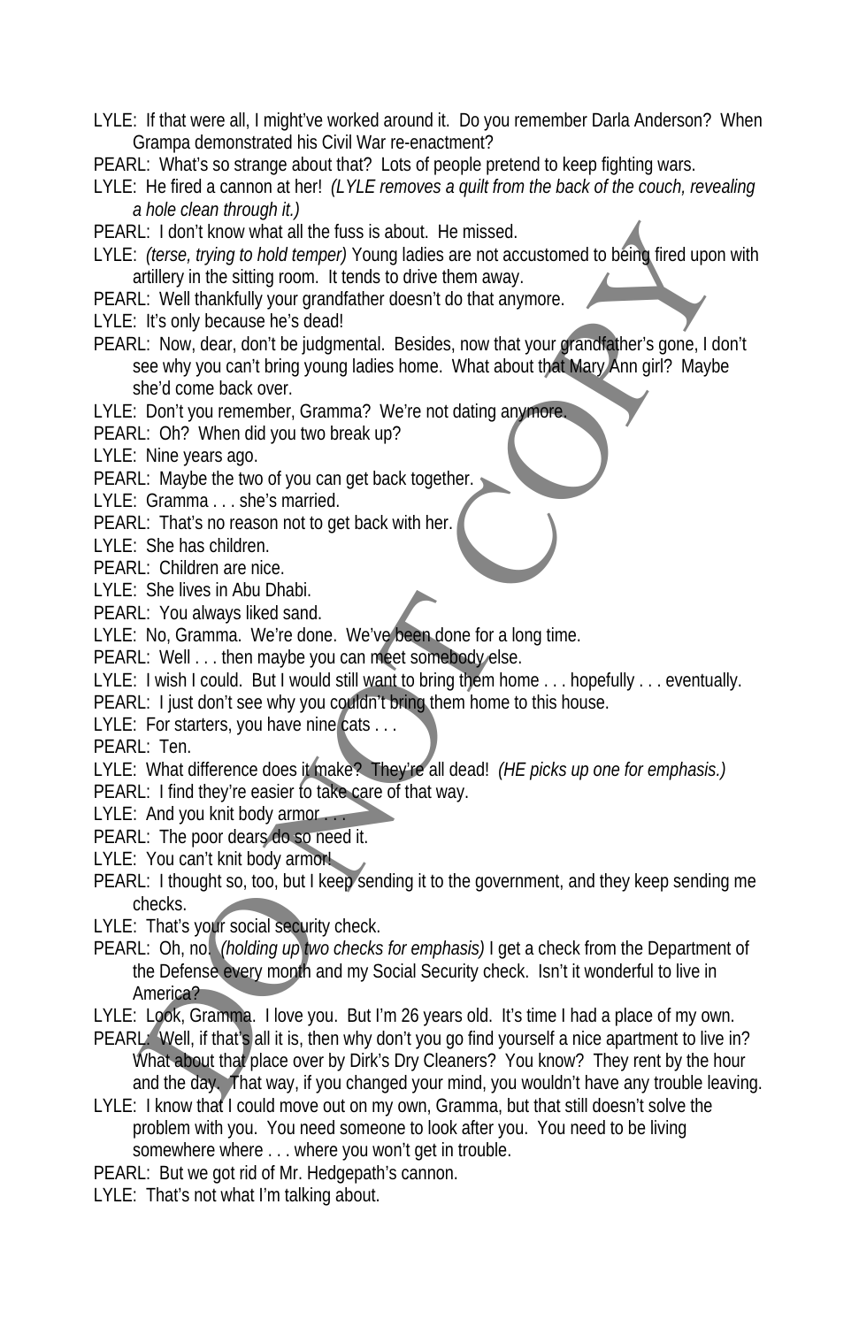LYLE: If that were all, I might've worked around it. Do you remember Darla Anderson? When Grampa demonstrated his Civil War re-enactment?

PEARL: What's so strange about that? Lots of people pretend to keep fighting wars.

LYLE: He fired a cannon at her! *(LYLE removes a quilt from the back of the couch, revealing a hole clean through it.)*

PEARL: I don't know what all the fuss is about. He missed.

LYLE: *(terse, trying to hold temper)* Young ladies are not accustomed to being fired upon with artillery in the sitting room. It tends to drive them away.

PEARL: Well thankfully your grandfather doesn't do that anymore.

LYLE: It's only because he's dead!

PEARL: Now, dear, don't be judgmental. Besides, now that your grandfather's gone, I don't see why you can't bring young ladies home. What about that Mary Ann girl? Maybe she'd come back over.

LYLE: Don't you remember, Gramma? We're not dating anymore.

PEARL: Oh? When did you two break up?

LYLE: Nine years ago.

PEARL: Maybe the two of you can get back together.

LYLE: Gramma . . . she's married.

PEARL: That's no reason not to get back with her.

LYLE: She has children.

PEARL: Children are nice.

LYLE: She lives in Abu Dhabi.

PEARL: You always liked sand.

LYLE: No, Gramma. We're done. We've been done for a long time.

PEARL: Well . . . then maybe you can meet somebody else.

LYLE: I wish I could. But I would still want to bring them home . . . hopefully . . . eventually.

PEARL: I just don't see why you couldn't bring them home to this house.

LYLE: For starters, you have nine cats . . .

PEARL: Ten.

LYLE: What difference does it make? They're all dead! *(HE picks up one for emphasis.)*

PEARL: I find they're easier to take care of that way.

LYLE: And you knit body armor . . .

PEARL: The poor dears do so need it.

LYLE: You can't knit body armor!

PEARL: I thought so, too, but I keep sending it to the government, and they keep sending me checks.

LYLE: That's your social security check.

PEARL: Oh, no. *(holding up two checks for emphasis)* I get a check from the Department of the Defense every month and my Social Security check. Isn't it wonderful to live in America?

LYLE: Look, Gramma. I love you. But I'm 26 years old. It's time I had a place of my own.

PEARL: Well, if that's all it is, then why don't you go find yourself a nice apartment to live in? What about that place over by Dirk's Dry Cleaners? You know? They rent by the hour and the day. That way, if you changed your mind, you wouldn't have any trouble leaving.

LYLE: I know that I could move out on my own, Gramma, but that still doesn't solve the problem with you. You need someone to look after you. You need to be living somewhere where . . . where you won't get in trouble.

PEARL: But we got rid of Mr. Hedgepath's cannon.

LYLE: That's not what I'm talking about.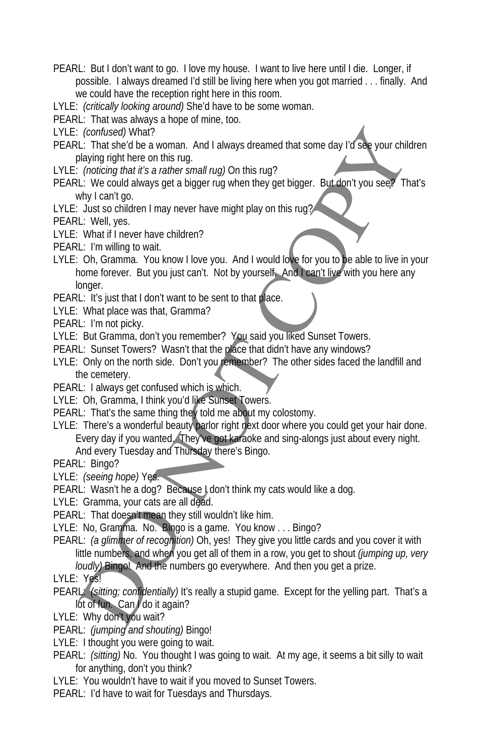PEARL: But I don't want to go. I love my house. I want to live here until I die. Longer, if possible. I always dreamed I'd still be living here when you got married . . . finally. And we could have the reception right here in this room.

LYLE: *(critically looking around)* She'd have to be some woman.

PEARL: That was always a hope of mine, too.

LYLE: *(confused)* What?

PEARL: That she'd be a woman. And I always dreamed that some day I'd see your children playing right here on this rug.

LYLE: *(noticing that it's a rather small rug)* On this rug?

PEARL: We could always get a bigger rug when they get bigger. But don't you see? That's why I can't go.

LYLE: Just so children I may never have might play on this rug?

PEARL: Well, yes.

LYLE: What if I never have children?

PEARL: I'm willing to wait.

LYLE: Oh, Gramma. You know I love you. And I would love for you to be able to live in your home forever. But you just can't. Not by yourself. And I can't live with you here any longer.

PEARL: It's just that I don't want to be sent to that place.

LYLE: What place was that, Gramma?

PEARL: I'm not picky.

LYLE: But Gramma, don't you remember? You said you liked Sunset Towers.

PEARL: Sunset Towers? Wasn't that the place that didn't have any windows?

LYLE: Only on the north side. Don't you remember? The other sides faced the landfill and the cemetery.

PEARL: I always get confused which is which.

LYLE: Oh, Gramma, I think you'd like Sunset Towers.

PEARL: That's the same thing they told me about my colostomy.

LYLE: There's a wonderful beauty parlor right next door where you could get your hair done. Every day if you wanted. They've got karaoke and sing-alongs just about every night. And every Tuesday and Thursday there's Bingo.

PEARL: Bingo?

LYLE: *(seeing hope)* Yes.

PEARL: Wasn't he a dog? Because I don't think my cats would like a dog.

LYLE: Gramma, your cats are all dead.

PEARL: That doesn't mean they still wouldn't like him.

LYLE: No, Gramma. No. Bingo is a game. You know . . . Bingo?

PEARL: *(a glimmer of recognition)* Oh, yes! They give you little cards and you cover it with little numbers, and when you get all of them in a row, you get to shout *(jumping up, very loudly)* Bingo! And the numbers go everywhere. And then you get a prize.

LYLE: Yes!

PEARL: *(sitting; confidentially)* It's really a stupid game. Except for the yelling part. That's a lot of fun. Can I do it again?

LYLE: Why don't you wait?

PEARL: *(jumping and shouting)* Bingo!

LYLE: I thought you were going to wait.

PEARL: *(sitting)* No. You thought I was going to wait. At my age, it seems a bit silly to wait for anything, don't you think?

LYLE: You wouldn't have to wait if you moved to Sunset Towers.

PEARL: I'd have to wait for Tuesdays and Thursdays.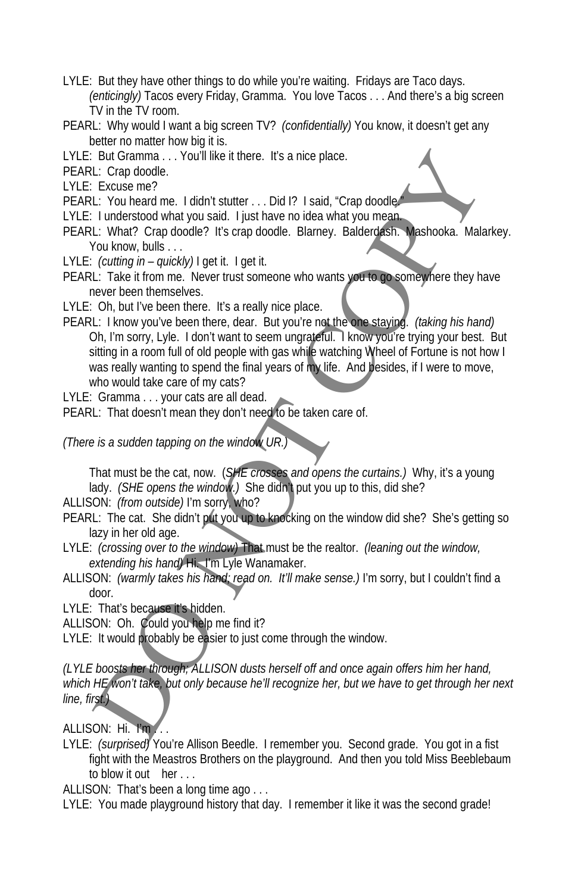LYLE: But they have other things to do while you're waiting. Fridays are Taco days. *(enticingly)* Tacos every Friday, Gramma. You love Tacos . . . And there's a big screen TV in the TV room.

PEARL: Why would I want a big screen TV? *(confidentially)* You know, it doesn't get any better no matter how big it is.

LYLE: But Gramma . . . You'll like it there. It's a nice place.

PEARL: Crap doodle.

LYLE: Excuse me?

PEARL: You heard me. I didn't stutter . . . Did I? I said, "Crap doodle."

LYLE: I understood what you said. I just have no idea what you mean.

PEARL: What? Crap doodle? It's crap doodle. Blarney. Balderdash. Mashooka. Malarkey. You know, bulls . . .

LYLE: *(cutting in – quickly)* I get it. I get it.

PEARL: Take it from me. Never trust someone who wants you to go somewhere they have never been themselves.

LYLE: Oh, but I've been there. It's a really nice place.

PEARL: I know you've been there, dear. But you're not the one staying. *(taking his hand)* Oh, I'm sorry, Lyle. I don't want to seem ungrateful. I know you're trying your best. But sitting in a room full of old people with gas while watching Wheel of Fortune is not how I was really wanting to spend the final years of my life. And besides, if I were to move, who would take care of my cats?

LYLE: Gramma . . . your cats are all dead.

PEARL: That doesn't mean they don't need to be taken care of.

*(There is a sudden tapping on the window UR.)*

That must be the cat, now. (*SHE crosses and opens the curtains.)* Why, it's a young lady. *(SHE opens the window.)* She didn't put you up to this, did she?

ALLISON: *(from outside)* I'm sorry, who?

PEARL: The cat. She didn't put you up to knocking on the window did she? She's getting so lazy in her old age.

LYLE: *(crossing over to the window)* That must be the realtor. *(leaning out the window, extending his hand)* Hi. I'm Lyle Wanamaker.

ALLISON: *(warmly takes his hand; read on. It'll make sense.)* I'm sorry, but I couldn't find a door.

LYLE: That's because it's hidden.

ALLISON: Oh. Could you help me find it?

LYLE: It would probably be easier to just come through the window.

*(LYLE boosts her through; ALLISON dusts herself off and once again offers him her hand, which HE won't take, but only because he'll recognize her, but we have to get through her next line, first.)*

ALLISON: Hi. I'm . . .

LYLE: *(surprised)* You're Allison Beedle. I remember you. Second grade. You got in a fist fight with the Meastros Brothers on the playground. And then you told Miss Beeblebaum to blow it out her . . .

ALLISON: That's been a long time ago . . .

LYLE: You made playground history that day. I remember it like it was the second grade!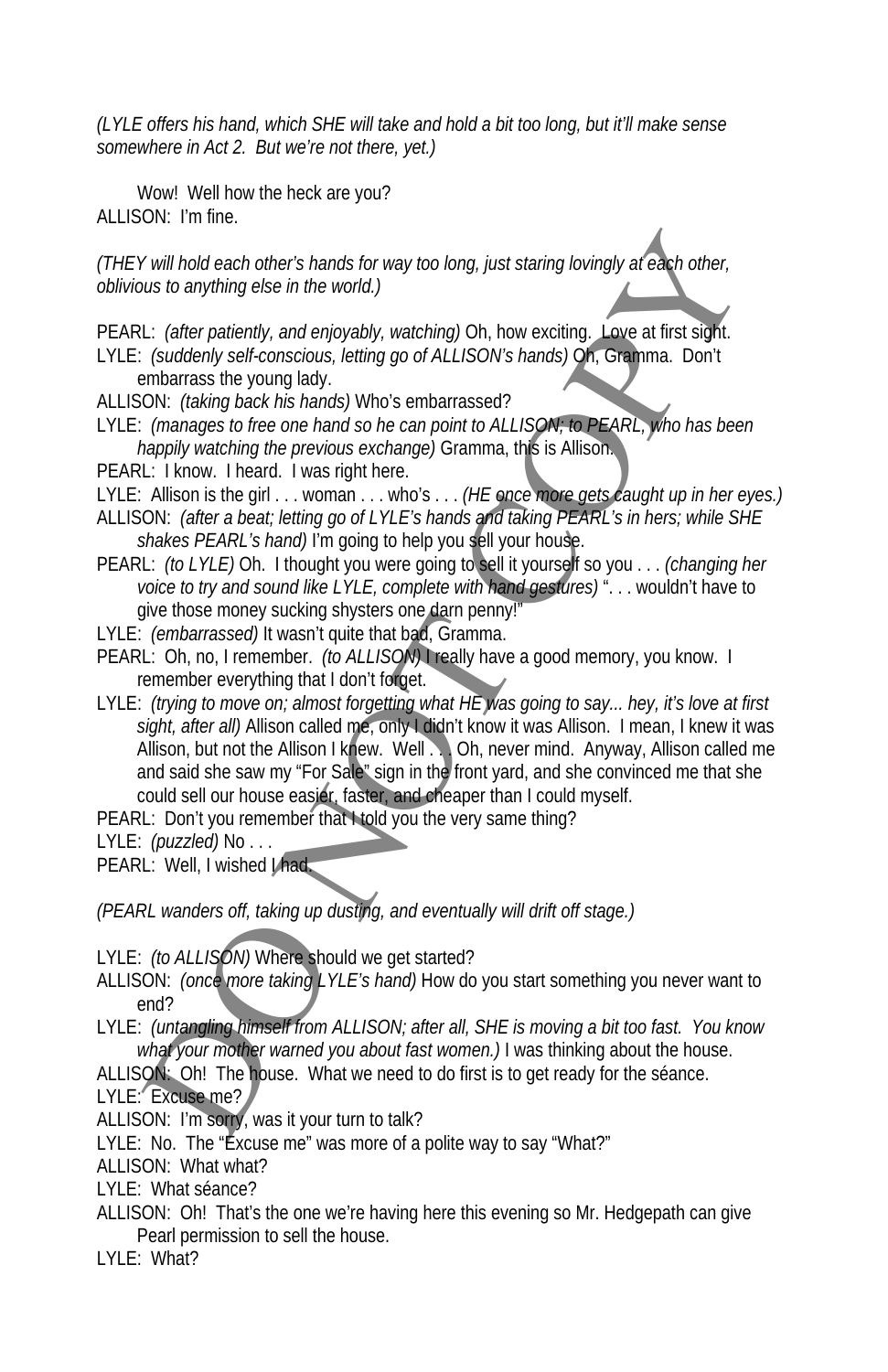*(LYLE offers his hand, which SHE will take and hold a bit too long, but it'll make sense somewhere in Act 2. But we're not there, yet.)*

Wow! Well how the heck are you?

ALLISON: I'm fine.

*(THEY will hold each other's hands for way too long, just staring lovingly at each other, oblivious to anything else in the world.)*

PEARL: *(after patiently, and enjoyably, watching)* Oh, how exciting. Love at first sight.

LYLE: *(suddenly self-conscious, letting go of ALLISON's hands)* Oh, Gramma. Don't embarrass the young lady.

ALLISON: *(taking back his hands)* Who's embarrassed?

LYLE: *(manages to free one hand so he can point to ALLISON; to PEARL, who has been happily watching the previous exchange)* Gramma, this is Allison.

PEARL: I know. I heard. I was right here.

LYLE: Allison is the girl . . . woman . . . who's . . . *(HE once more gets caught up in her eyes.)*

ALLISON: *(after a beat; letting go of LYLE's hands and taking PEARL's in hers; while SHE shakes PEARL's hand)* I'm going to help you sell your house.

PEARL: *(to LYLE)* Oh. I thought you were going to sell it yourself so you . . . *(changing her voice to try and sound like LYLE, complete with hand gestures)* ". . . wouldn't have to give those money sucking shysters one darn penny!"

LYLE: *(embarrassed)* It wasn't quite that bad, Gramma.

PEARL: Oh, no, I remember. *(to ALLISON)* I really have a good memory, you know. I remember everything that I don't forget.

LYLE: *(trying to move on; almost forgetting what HE was going to say... hey, it's love at first sight, after all)* Allison called me, only I didn't know it was Allison. I mean, I knew it was Allison, but not the Allison I knew. Well . . . Oh, never mind. Anyway, Allison called me and said she saw my "For Sale" sign in the front yard, and she convinced me that she could sell our house easier, faster, and cheaper than I could myself.

PEARL: Don't you remember that I told you the very same thing?

LYLE: *(puzzled)* No . . .

PEARL: Well, I wished I had.

*(PEARL wanders off, taking up dusting, and eventually will drift off stage.)*

LYLE: *(to ALLISON)* Where should we get started?

ALLISON: *(once more taking LYLE's hand)* How do you start something you never want to end?

LYLE: *(untangling himself from ALLISON; after all, SHE is moving a bit too fast. You know what your mother warned you about fast women.)* I was thinking about the house.

ALLISON: Oh! The house. What we need to do first is to get ready for the séance.

LYLE: Excuse me?

ALLISON: I'm sorry, was it your turn to talk?

LYLE: No. The "Excuse me" was more of a polite way to say "What?"

ALLISON: What what?

LYLE: What séance?

ALLISON: Oh! That's the one we're having here this evening so Mr. Hedgepath can give Pearl permission to sell the house.

LYLE: What?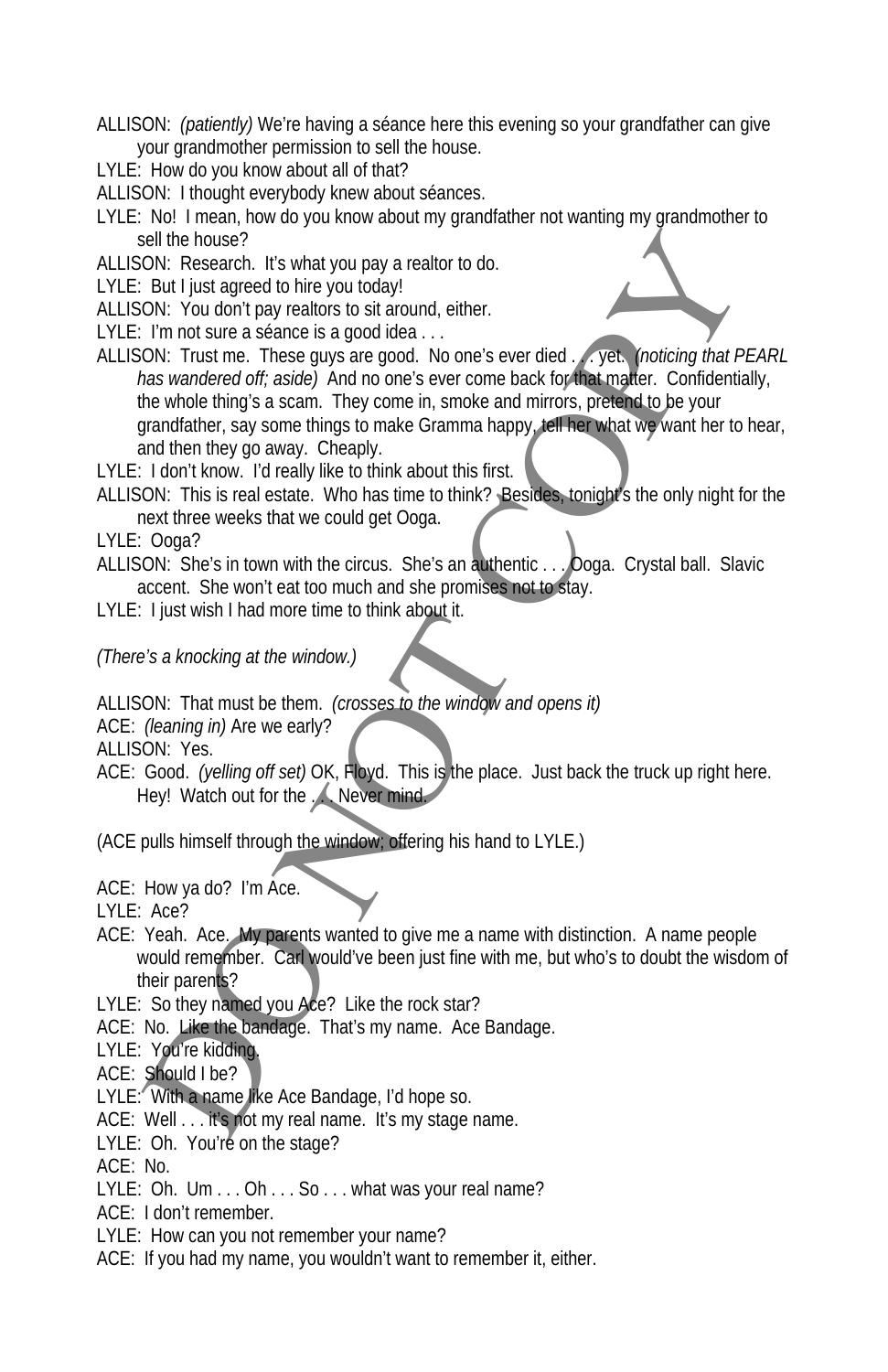ALLISON: *(patiently)* We're having a séance here this evening so your grandfather can give your grandmother permission to sell the house.

LYLE: How do you know about all of that?

ALLISON: I thought everybody knew about séances.

LYLE: No! I mean, how do you know about my grandfather not wanting my grandmother to sell the house?

ALLISON: Research. It's what you pay a realtor to do.

LYLE: But I just agreed to hire you today!

ALLISON: You don't pay realtors to sit around, either.

LYLE: I'm not sure a séance is a good idea . . .

ALLISON: Trust me. These guys are good. No one's ever died . . . yet. *(noticing that PEARL has wandered off; aside)* And no one's ever come back for that matter. Confidentially, the whole thing's a scam. They come in, smoke and mirrors, pretend to be your grandfather, say some things to make Gramma happy, tell her what we want her to hear, and then they go away. Cheaply.

LYLE: I don't know. I'd really like to think about this first.

ALLISON: This is real estate. Who has time to think? Besides, tonight's the only night for the next three weeks that we could get Ooga.

LYLE: Ooga?

ALLISON: She's in town with the circus. She's an authentic . . . Ooga. Crystal ball. Slavic accent. She won't eat too much and she promises not to stay.

LYLE: I just wish I had more time to think about it.

*(There's a knocking at the window.)*

ALLISON: That must be them. *(crosses to the window and opens it)*

ACE: *(leaning in)* Are we early?

ALLISON: Yes.

ACE: Good. *(yelling off set)* OK, Floyd. This is the place. Just back the truck up right here. Hey! Watch out for the . . . Never mind.

(ACE pulls himself through the window; offering his hand to LYLE.)

ACE: How ya do? I'm Ace.

LYLE: Ace?

ACE: Yeah. Ace. My parents wanted to give me a name with distinction. A name people would remember. Carl would've been just fine with me, but who's to doubt the wisdom of their parents?

LYLE: So they named you Ace? Like the rock star?

ACE: No. Like the bandage. That's my name. Ace Bandage.

LYLE: You're kidding.

ACE: Should I be?

LYLE: With a name like Ace Bandage, I'd hope so.

ACE: Well . . . it's not my real name. It's my stage name.

LYLE: Oh. You're on the stage?

ACE: No.

LYLE: Oh. Um . . . Oh . . . So . . . what was your real name?

ACE: I don't remember.

LYLE: How can you not remember your name?

ACE: If you had my name, you wouldn't want to remember it, either.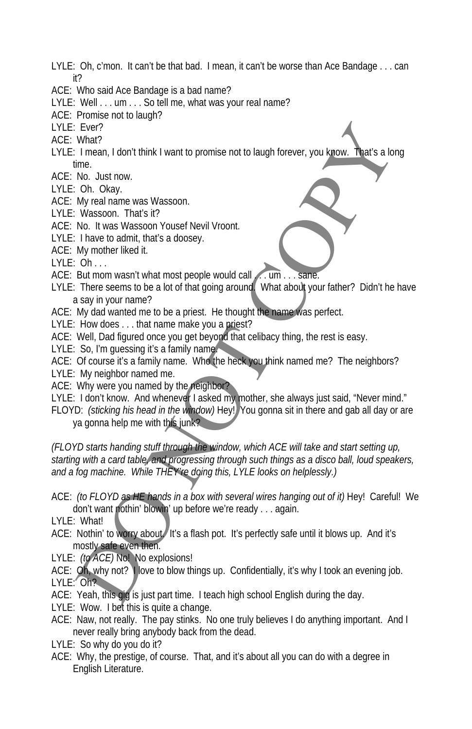LYLE: Oh, c'mon. It can't be that bad. I mean, it can't be worse than Ace Bandage . . . can it?

ACE: Who said Ace Bandage is a bad name?

LYLE: Well . . . um . . . So tell me, what was your real name?

ACE: Promise not to laugh?

LYLE: Ever?

ACE: What?

LYLE: I mean, I don't think I want to promise not to laugh forever, you know. That's a long time.

ACE: No. Just now.

LYLE: Oh. Okay.

ACE: My real name was Wassoon.

LYLE: Wassoon. That's it?

ACE: No. It was Wassoon Yousef Nevil Vroont.

LYLE: I have to admit, that's a doosey.

ACE: My mother liked it.

LYLE: Oh . . .

ACE: But mom wasn't what most people would call . . . um . . . sane.

LYLE: There seems to be a lot of that going around. What about your father? Didn't he have a say in your name?

ACE: My dad wanted me to be a priest. He thought the name was perfect.

LYLE: How does . . . that name make you a priest?

ACE: Well, Dad figured once you get beyond that celibacy thing, the rest is easy.

LYLE: So, I'm guessing it's a family name.

ACE: Of course it's a family name. Who the heck you think named me? The neighbors?

LYLE: My neighbor named me.

ACE: Why were you named by the neighbor?

LYLE: I don't know. And whenever I asked my mother, she always just said, "Never mind."

FLOYD: *(sticking his head in the window)* Hey! You gonna sit in there and gab all day or are ya gonna help me with this junk?

*(FLOYD starts handing stuff through the window, which ACE will take and start setting up, starting with a card table, and progressing through such things as a disco ball, loud speakers, and a fog machine. While THEY're doing this, LYLE looks on helplessly.)*

ACE: *(to FLOYD as HE hands in a box with several wires hanging out of it)* Hey! Careful! We don't want nothin' blowin' up before we're ready . . . again.

LYLE: What!

ACE: Nothin' to worry about. It's a flash pot. It's perfectly safe until it blows up. And it's mostly safe even then.

LYLE: *(to ACE)* No! No explosions!

ACE: Oh, why not? I love to blow things up. Confidentially, it's why I took an evening job.

LYLE: Oh?

ACE: Yeah, this gig is just part time. I teach high school English during the day.

LYLE: Wow. I bet this is quite a change.

ACE: Naw, not really. The pay stinks. No one truly believes I do anything important. And I never really bring anybody back from the dead.

LYLE: So why do you do it?

ACE: Why, the prestige, of course. That, and it's about all you can do with a degree in English Literature.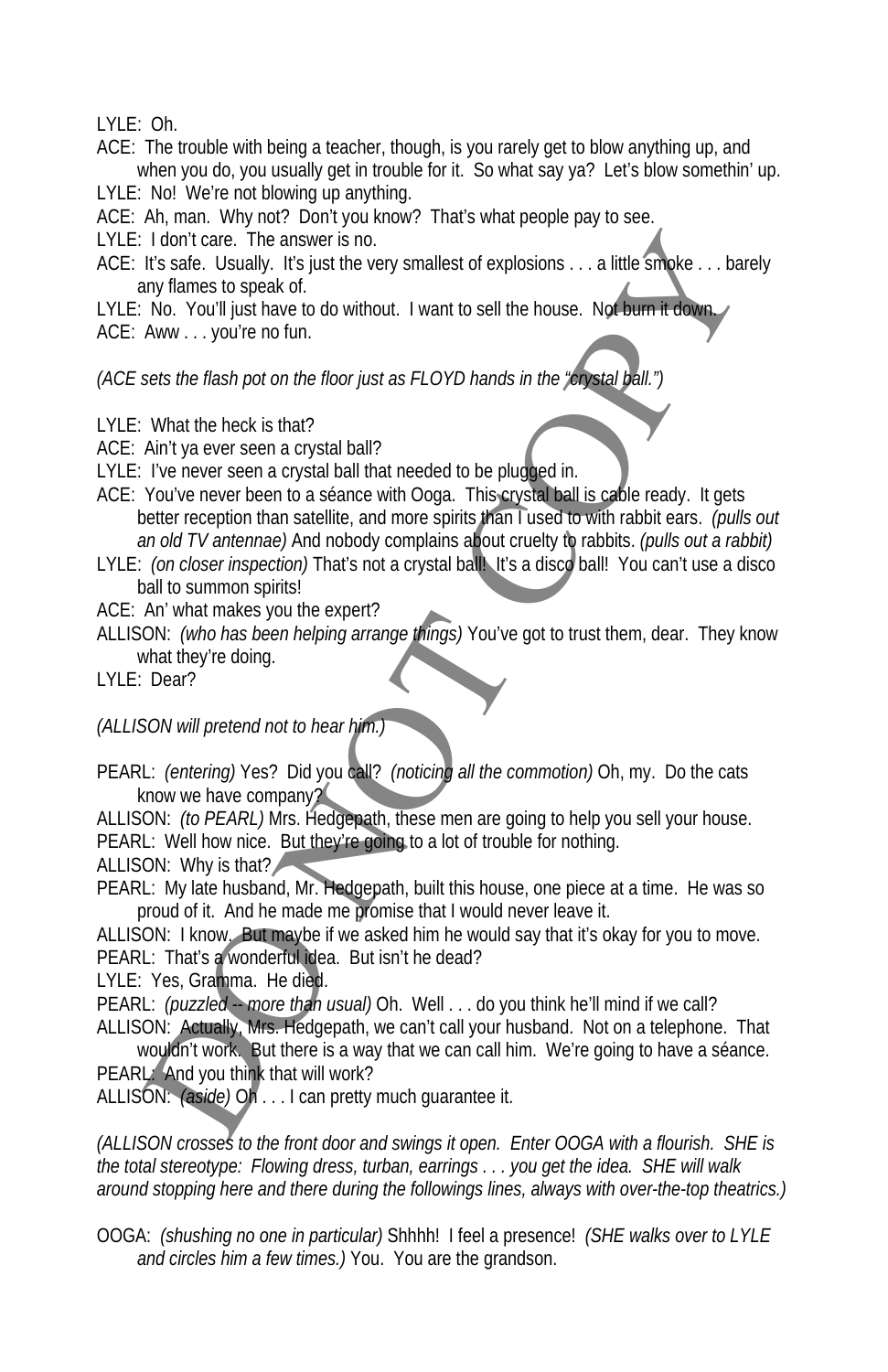LYLE: Oh.

ACE: The trouble with being a teacher, though, is you rarely get to blow anything up, and when you do, you usually get in trouble for it. So what say ya? Let's blow somethin' up.

LYLE: No! We're not blowing up anything.

ACE: Ah, man. Why not? Don't you know? That's what people pay to see.

LYLE: I don't care. The answer is no.

ACE: It's safe. Usually. It's just the very smallest of explosions . . . a little smoke . . . barely any flames to speak of.

LYLE: No. You'll just have to do without. I want to sell the house. Not burn it down.

ACE: Aww . . . you're no fun.

*(ACE sets the flash pot on the floor just as FLOYD hands in the "crystal ball.")*

LYLE: What the heck is that?

ACE: Ain't ya ever seen a crystal ball?

LYLE: I've never seen a crystal ball that needed to be plugged in.

ACE: You've never been to a séance with Ooga. This crystal ball is cable ready. It gets better reception than satellite, and more spirits than I used to with rabbit ears. *(pulls out an old TV antennae)* And nobody complains about cruelty to rabbits. *(pulls out a rabbit)*

LYLE: *(on closer inspection)* That's not a crystal ball! It's a disco ball! You can't use a disco ball to summon spirits!

ACE: An' what makes you the expert?

ALLISON: *(who has been helping arrange things)* You've got to trust them, dear. They know what they're doing.

LYLE: Dear?

*(ALLISON will pretend not to hear him.)*

PEARL: *(entering)* Yes? Did you call? *(noticing all the commotion)* Oh, my. Do the cats know we have company?

ALLISON: *(to PEARL)* Mrs. Hedgepath, these men are going to help you sell your house.

PEARL: Well how nice. But they're going to a lot of trouble for nothing.

ALLISON: Why is that?

PEARL: My late husband, Mr. Hedgepath, built this house, one piece at a time. He was so proud of it. And he made me promise that I would never leave it.

ALLISON: I know. But maybe if we asked him he would say that it's okay for you to move.

PEARL: That's a wonderful idea. But isn't he dead?

LYLE: Yes, Gramma. He died.

PEARL: *(puzzled -- more than usual)* Oh. Well . . . do you think he'll mind if we call?

ALLISON: Actually, Mrs. Hedgepath, we can't call your husband. Not on a telephone. That wouldn't work. But there is a way that we can call him. We're going to have a séance.

PEARL: And you think that will work?

ALLISON: *(aside)* Oh . . . I can pretty much guarantee it.

*(ALLISON crosses to the front door and swings it open. Enter OOGA with a flourish. SHE is the total stereotype: Flowing dress, turban, earrings . . . you get the idea. SHE will walk around stopping here and there during the followings lines, always with over-the-top theatrics.)*

OOGA: *(shushing no one in particular)* Shhhh! I feel a presence! *(SHE walks over to LYLE and circles him a few times.)* You. You are the grandson.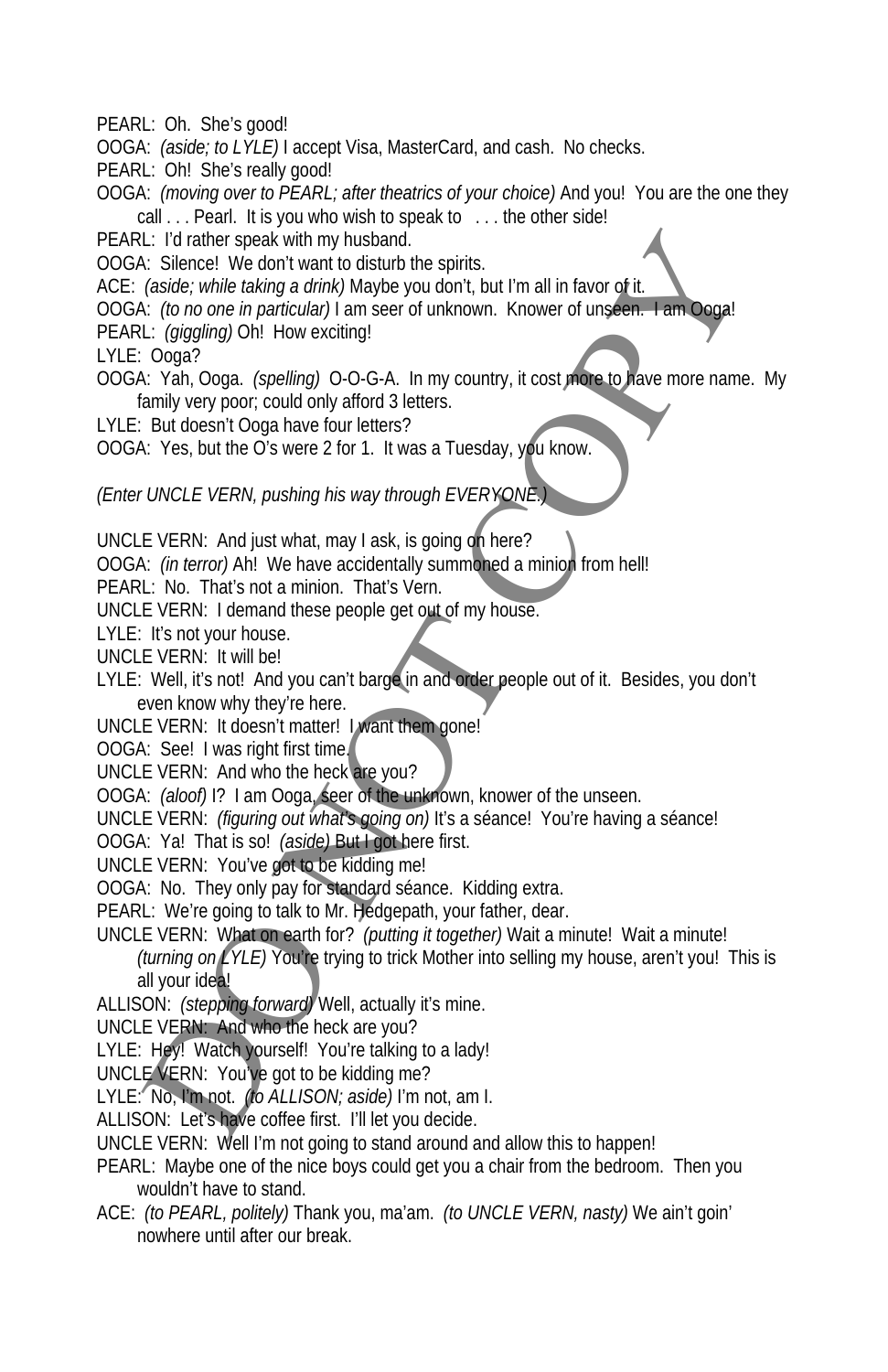PEARL: Oh. She's good!

OOGA: *(aside; to LYLE)* I accept Visa, MasterCard, and cash. No checks.

PEARL: Oh! She's really good!

OOGA: *(moving over to PEARL; after theatrics of your choice)* And you! You are the one they call . . . Pearl. It is you who wish to speak to . . . the other side!

PEARL: I'd rather speak with my husband.

OOGA: Silence! We don't want to disturb the spirits.

ACE: *(aside; while taking a drink)* Maybe you don't, but I'm all in favor of it.

OOGA: *(to no one in particular)* I am seer of unknown. Knower of unseen. I am Ooga!

PEARL: *(giggling)* Oh! How exciting!

LYLE: Ooga?

OOGA: Yah, Ooga. *(spelling)* O-O-G-A. In my country, it cost more to have more name. My family very poor; could only afford 3 letters.

LYLE: But doesn't Ooga have four letters?

OOGA: Yes, but the O's were 2 for 1. It was a Tuesday, you know.

*(Enter UNCLE VERN, pushing his way through EVERYONE.)*

UNCLE VERN: And just what, may I ask, is going on here?

OOGA: *(in terror)* Ah! We have accidentally summoned a minion from hell!

PEARL: No. That's not a minion. That's Vern.

UNCLE VERN: I demand these people get out of my house.

LYLE: It's not your house.

UNCLE VERN: It will be!

LYLE: Well, it's not! And you can't barge in and order people out of it. Besides, you don't even know why they're here.

UNCLE VERN: It doesn't matter! I want them gone!

OOGA: See! I was right first time.

UNCLE VERN: And who the heck are you?

OOGA: *(aloof)* I? I am Ooga, seer of the unknown, knower of the unseen.

UNCLE VERN: *(figuring out what's going on)* It's a séance! You're having a séance!

OOGA: Ya! That is so! *(aside)* But I got here first.

UNCLE VERN: You've got to be kidding me!

OOGA: No. They only pay for standard séance. Kidding extra.

PEARL: We're going to talk to Mr. Hedgepath, your father, dear.

UNCLE VERN: What on earth for? *(putting it together)* Wait a minute! Wait a minute! *(turning on LYLE)* You're trying to trick Mother into selling my house, aren't you! This is all your idea!

ALLISON: *(stepping forward)* Well, actually it's mine.

UNCLE VERN: And who the heck are you?

LYLE: Hey! Watch yourself! You're talking to a lady!

UNCLE VERN: You've got to be kidding me?

LYLE: No, I'm not. *(to ALLISON; aside)* I'm not, am I.

ALLISON: Let's have coffee first. I'll let you decide.

UNCLE VERN: Well I'm not going to stand around and allow this to happen!

PEARL: Maybe one of the nice boys could get you a chair from the bedroom. Then you wouldn't have to stand.

ACE: *(to PEARL, politely)* Thank you, ma'am. *(to UNCLE VERN, nasty)* We ain't goin' nowhere until after our break.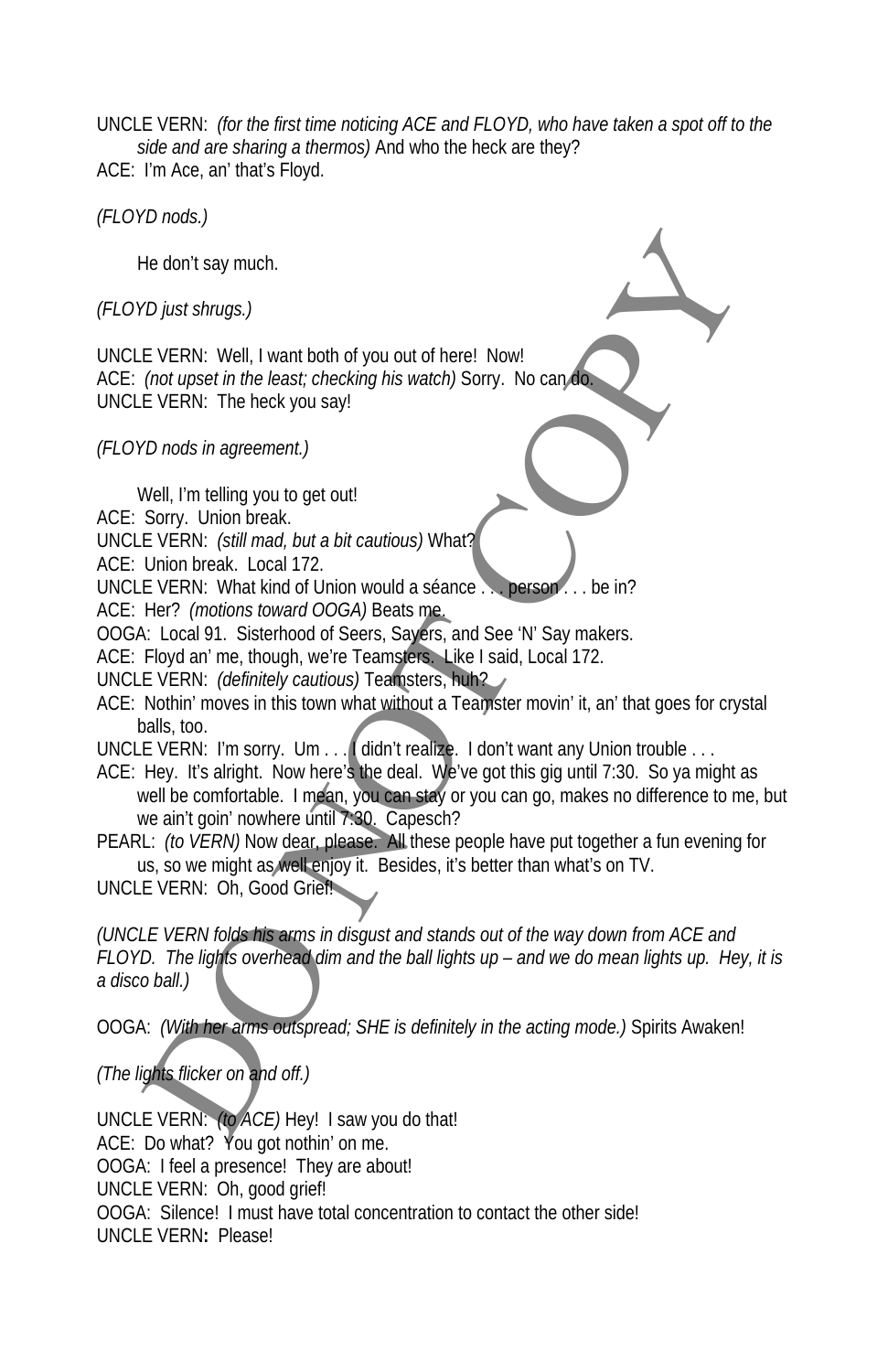UNCLE VERN: *(for the first time noticing ACE and FLOYD, who have taken a spot off to the side and are sharing a thermos)* And who the heck are they?

ACE: I'm Ace, an' that's Floyd.

*(FLOYD nods.)*

He don't say much.

*(FLOYD just shrugs.)*

UNCLE VERN: Well, I want both of you out of here! Now!

ACE: *(not upset in the least; checking his watch)* Sorry. No can do.

UNCLE VERN: The heck you say!

*(FLOYD nods in agreement.)*

Well, I'm telling you to get out!

ACE: Sorry. Union break.

UNCLE VERN: *(still mad, but a bit cautious)* What?

ACE: Union break. Local 172.

UNCLE VERN: What kind of Union would a séance . . . person . . . be in?

ACE: Her? *(motions toward OOGA)* Beats me.

OOGA: Local 91. Sisterhood of Seers, Sayers, and See 'N' Say makers.

ACE: Floyd an' me, though, we're Teamsters. Like I said, Local 172.

UNCLE VERN: *(definitely cautious)* Teamsters, huh?

ACE: Nothin' moves in this town what without a Teamster movin' it, an' that goes for crystal balls, too.

UNCLE VERN: I'm sorry. Um . . . I didn't realize. I don't want any Union trouble . . .

ACE: Hey. It's alright. Now here's the deal. We've got this gig until 7:30. So ya might as well be comfortable. I mean, you can stay or you can go, makes no difference to me, but we ain't goin' nowhere until 7:30. Capesch?

PEARL: *(to VERN)* Now dear, please. All these people have put together a fun evening for us, so we might as well enjoy it. Besides, it's better than what's on TV.

UNCLE VERN: Oh, Good Grief!

*(UNCLE VERN folds his arms in disgust and stands out of the way down from ACE and FLOYD. The lights overhead dim and the ball lights up – and we do mean lights up. Hey, it is a disco ball.)*

OOGA: *(With her arms outspread; SHE is definitely in the acting mode.)* Spirits Awaken!

*(The lights flicker on and off.)*

UNCLE VERN: *(to ACE)* Hey! I saw you do that!

ACE: Do what? You got nothin' on me.

OOGA: I feel a presence! They are about!

UNCLE VERN: Oh, good grief!

OOGA: Silence! I must have total concentration to contact the other side!

UNCLE VERN**:** Please!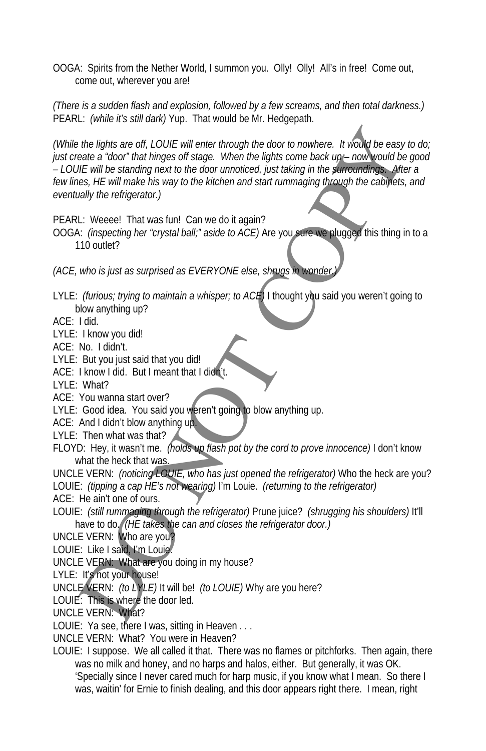OOGA: Spirits from the Nether World, I summon you. Olly! Olly! All's in free! Come out, come out, wherever you are!

*(There is a sudden flash and explosion, followed by a few screams, and then total darkness.)*

PEARL: *(while it's still dark)* Yup. That would be Mr. Hedgepath.

*(While the lights are off, LOUIE will enter through the door to nowhere. It would be easy to do; just create a "door" that hinges off stage. When the lights come back up – now would be good – LOUIE will be standing next to the door unnoticed, just taking in the surroundings. After a few lines, HE will make his way to the kitchen and start rummaging through the cabinets, and eventually the refrigerator.)*

PEARL: Weeee! That was fun! Can we do it again?

OOGA: *(inspecting her "crystal ball;" aside to ACE)* Are you sure we plugged this thing in to a 110 outlet?

*(ACE, who is just as surprised as EVERYONE else, shrugs in wonder.)*

LYLE: *(furious; trying to maintain a whisper; to ACE)* I thought you said you weren't going to blow anything up?

ACE: I did.

LYLE: I know you did!

ACE: No. I didn't.

LYLE: But you just said that you did!

ACE: I know I did. But I meant that I didn't.

LYLE: What?

ACE: You wanna start over?

LYLE: Good idea. You said you weren't going to blow anything up.

ACE: And I didn't blow anything up.

LYLE: Then what was that?

FLOYD: Hey, it wasn't me. *(holds up flash pot by the cord to prove innocence)* I don't know what the heck that was.

UNCLE VERN: *(noticing LOUIE, who has just opened the refrigerator)* Who the heck are you?

LOUIE: *(tipping a cap HE's not wearing)* I'm Louie. *(returning to the refrigerator)*

ACE: He ain't one of ours.

LOUIE: *(still rummaging through the refrigerator)* Prune juice? *(shrugging his shoulders)* It'll have to do. *(HE takes the can and closes the refrigerator door.)*

UNCLE VERN: Who are you?

LOUIE: Like I said, I'm Louie.

UNCLE VERN: What are you doing in my house?

LYLE: It's not your house!

UNCLE VERN: *(to LYLE)* It will be! *(to LOUIE)* Why are you here?

LOUIE: This is where the door led.

UNCLE VERN: What?

LOUIE: Ya see, there I was, sitting in Heaven . . .

UNCLE VERN: What? You were in Heaven?

LOUIE: I suppose. We all called it that. There was no flames or pitchforks. Then again, there was no milk and honey, and no harps and halos, either. But generally, it was OK. 'Specially since I never cared much for harp music, if you know what I mean. So there I was, waitin' for Ernie to finish dealing, and this door appears right there. I mean, right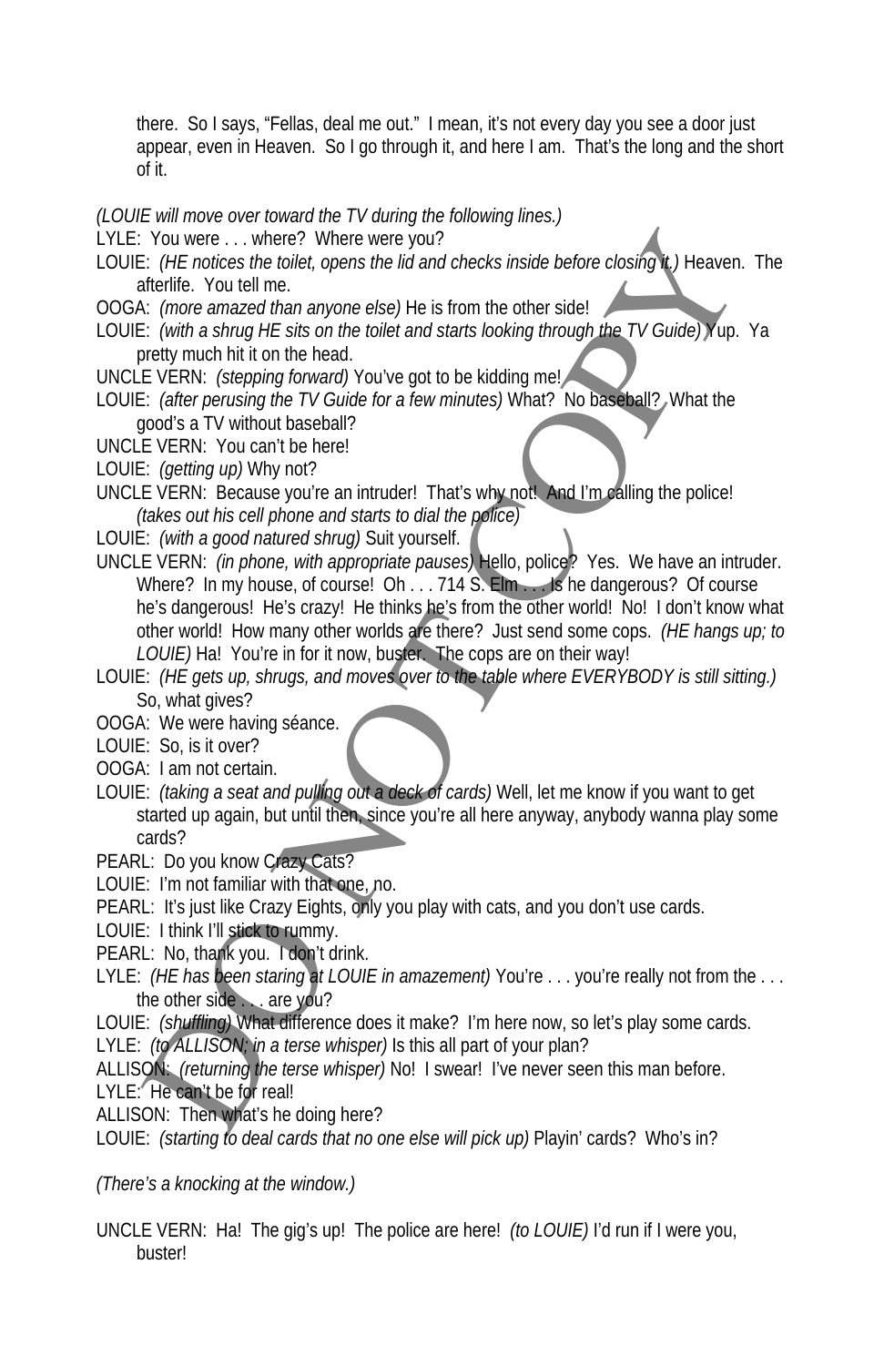there. So I says, "Fellas, deal me out." I mean, it's not every day you see a door just appear, even in Heaven. So I go through it, and here I am. That's the long and the short of it.

*(LOUIE will move over toward the TV during the following lines.)*

LYLE: You were . . . where? Where were you?

LOUIE: *(HE notices the toilet, opens the lid and checks inside before closing it.)* Heaven. The afterlife. You tell me.

OOGA: *(more amazed than anyone else)* He is from the other side!

LOUIE: *(with a shrug HE sits on the toilet and starts looking through the TV Guide)* Yup. Ya pretty much hit it on the head.

UNCLE VERN: *(stepping forward)* You've got to be kidding me!

LOUIE: *(after perusing the TV Guide for a few minutes)* What? No baseball? What the good's a TV without baseball?

UNCLE VERN: You can't be here!

LOUIE: *(getting up)* Why not?

UNCLE VERN: Because you're an intruder! That's why not! And I'm calling the police! *(takes out his cell phone and starts to dial the police)*

LOUIE: *(with a good natured shrug)* Suit yourself.

UNCLE VERN: *(in phone, with appropriate pauses)* Hello, police? Yes. We have an intruder. Where? In my house, of course! Oh . . . 714 S. Elm . . . Is he dangerous? Of course he's dangerous! He's crazy! He thinks he's from the other world! No! I don't know what other world! How many other worlds are there? Just send some cops. *(HE hangs up; to LOUIE)* Ha! You're in for it now, buster. The cops are on their way!

LOUIE: *(HE gets up, shrugs, and moves over to the table where EVERYBODY is still sitting.)* So, what gives?

OOGA: We were having séance.

LOUIE: So, is it over?

OOGA: I am not certain.

LOUIE: *(taking a seat and pulling out a deck of cards)* Well, let me know if you want to get started up again, but until then, since you're all here anyway, anybody wanna play some cards?

PEARL: Do you know Crazy Cats?

LOUIE: I'm not familiar with that one, no.

PEARL: It's just like Crazy Eights, only you play with cats, and you don't use cards.

LOUIE: I think I'll stick to rummy.

PEARL: No, thank you. I don't drink.

LYLE: *(HE has been staring at LOUIE in amazement)* You're . . . you're really not from the . . . the other side . . . are you?

LOUIE: *(shuffling)* What difference does it make? I'm here now, so let's play some cards.

LYLE: *(to ALLISON; in a terse whisper)* Is this all part of your plan?

ALLISON: *(returning the terse whisper)* No! I swear! I've never seen this man before.

LYLE: He can't be for real!

ALLISON: Then what's he doing here?

LOUIE: *(starting to deal cards that no one else will pick up)* Playin' cards? Who's in?

*(There's a knocking at the window.)*

UNCLE VERN: Ha! The gig's up! The police are here! *(to LOUIE)* I'd run if I were you, buster!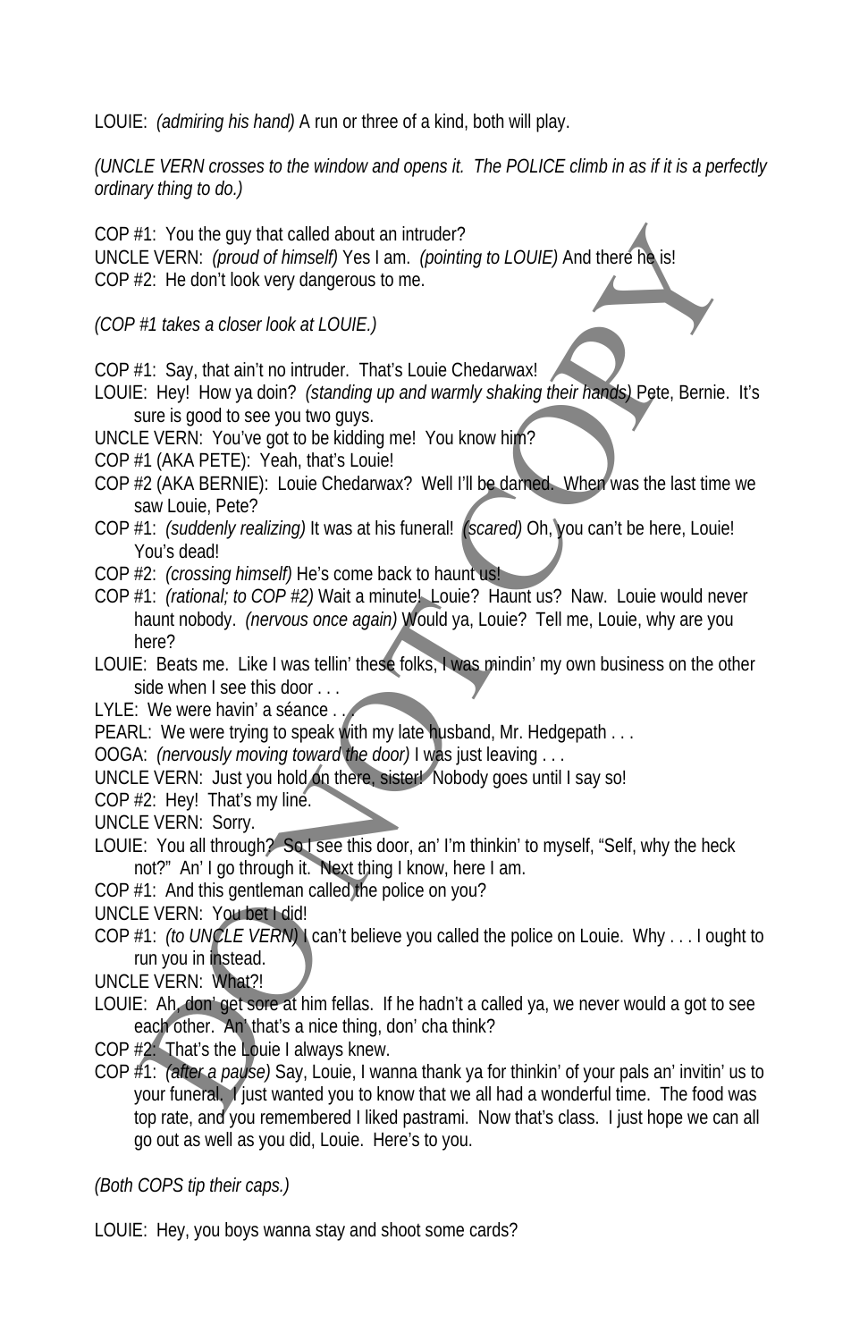LOUIE: *(admiring his hand)* A run or three of a kind, both will play.

*(UNCLE VERN crosses to the window and opens it. The POLICE climb in as if it is a perfectly ordinary thing to do.)*

COP #1: You the guy that called about an intruder?
UNCLE VERN: *(proud of himself)* Yes I am. *(pointing to LOUIE)* And there he is!
COP #2: He don't look very dangerous to me.

*(COP #1 takes a closer look at LOUIE.)*

COP #1: Say, that ain't no intruder. That's Louie Chedarwax!
LOUIE: Hey! How ya doin? *(standing up and warmly shaking their hands)* Pete, Bernie. It's sure is good to see you two guys.
UNCLE VERN: You've got to be kidding me! You know him?
COP #1 (AKA PETE): Yeah, that's Louie!
COP #2 (AKA BERNIE): Louie Chedarwax? Well I'll be darned. When was the last time we saw Louie, Pete?
COP #1: *(suddenly realizing)* It was at his funeral! *(scared)* Oh, you can't be here, Louie! You's dead!
COP #2: *(crossing himself)* He's come back to haunt us!
COP #1: *(rational; to COP #2)* Wait a minute! Louie? Haunt us? Naw. Louie would never haunt nobody. *(nervous once again)* Would ya, Louie? Tell me, Louie, why are you here?
LOUIE: Beats me. Like I was tellin' these folks, I was mindin' my own business on the other side when I see this door . . .
LYLE: We were havin' a séance . . .
PEARL: We were trying to speak with my late husband, Mr. Hedgepath . . .
OOGA: *(nervously moving toward the door)* I was just leaving . . .
UNCLE VERN: Just you hold on there, sister! Nobody goes until I say so!
COP #2: Hey! That's my line.
UNCLE VERN: Sorry.
LOUIE: You all through? So I see this door, an' I'm thinkin' to myself, "Self, why the heck not?" An' I go through it. Next thing I know, here I am.
COP #1: And this gentleman called the police on you?
UNCLE VERN: You bet I did!
COP #1: *(to UNCLE VERN)* I can't believe you called the police on Louie. Why . . . I ought to run you in instead.
UNCLE VERN: What?!
LOUIE: Ah, don' get sore at him fellas. If he hadn't a called ya, we never would a got to see each other. An' that's a nice thing, don' cha think?
COP #2: That's the Louie I always knew.
COP #1: *(after a pause)* Say, Louie, I wanna thank ya for thinkin' of your pals an' invitin' us to your funeral. I just wanted you to know that we all had a wonderful time. The food was top rate, and you remembered I liked pastrami. Now that's class. I just hope we can all go out as well as you did, Louie. Here's to you.

*(Both COPS tip their caps.)*

LOUIE: Hey, you boys wanna stay and shoot some cards?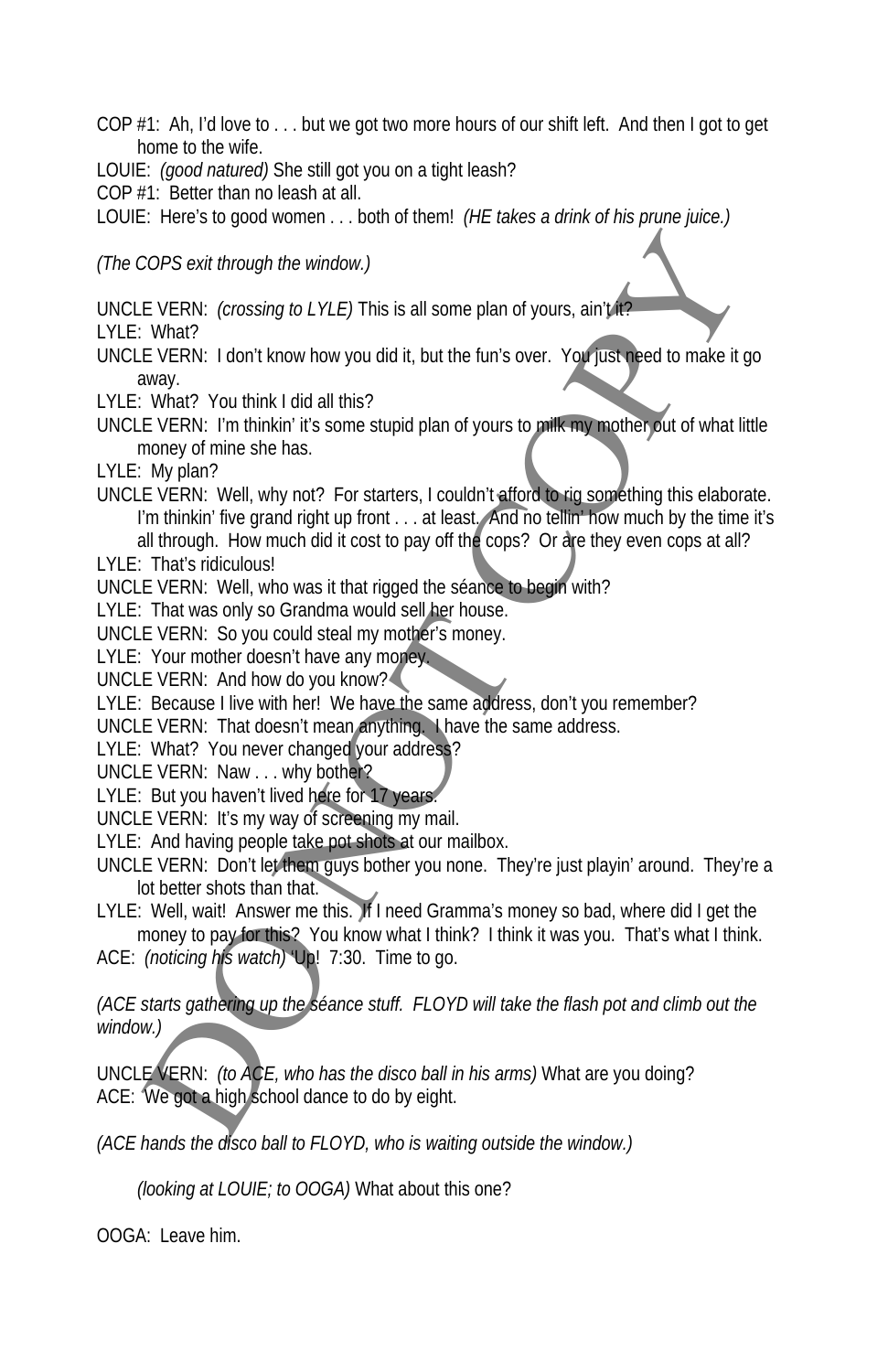COP #1: Ah, I'd love to . . . but we got two more hours of our shift left. And then I got to get home to the wife.

LOUIE: *(good natured)* She still got you on a tight leash?

COP #1: Better than no leash at all.

LOUIE: Here's to good women . . . both of them! *(HE takes a drink of his prune juice.)*

*(The COPS exit through the window.)*

UNCLE VERN: *(crossing to LYLE)* This is all some plan of yours, ain't it?

LYLE: What?

UNCLE VERN: I don't know how you did it, but the fun's over. You just need to make it go away.

LYLE: What? You think I did all this?

UNCLE VERN: I'm thinkin' it's some stupid plan of yours to milk my mother out of what little money of mine she has.

LYLE: My plan?

UNCLE VERN: Well, why not? For starters, I couldn't afford to rig something this elaborate. I'm thinkin' five grand right up front . . . at least. And no tellin' how much by the time it's all through. How much did it cost to pay off the cops? Or are they even cops at all?

LYLE: That's ridiculous!

UNCLE VERN: Well, who was it that rigged the séance to begin with?

LYLE: That was only so Grandma would sell her house.

UNCLE VERN: So you could steal my mother's money.

LYLE: Your mother doesn't have any money.

UNCLE VERN: And how do you know?

LYLE: Because I live with her! We have the same address, don't you remember?

UNCLE VERN: That doesn't mean anything. I have the same address.

LYLE: What? You never changed your address?

UNCLE VERN: Naw . . . why bother?

LYLE: But you haven't lived here for 17 years.

UNCLE VERN: It's my way of screening my mail.

LYLE: And having people take pot shots at our mailbox.

UNCLE VERN: Don't let them guys bother you none. They're just playin' around. They're a lot better shots than that.

LYLE: Well, wait! Answer me this. If I need Gramma's money so bad, where did I get the money to pay for this? You know what I think? I think it was you. That's what I think.

ACE: *(noticing his watch)* 'Up! 7:30. Time to go.

*(ACE starts gathering up the séance stuff. FLOYD will take the flash pot and climb out the window.)*

UNCLE VERN: *(to ACE, who has the disco ball in his arms)* What are you doing?

ACE: We got a high school dance to do by eight.

*(ACE hands the disco ball to FLOYD, who is waiting outside the window.)*

*(looking at LOUIE; to OOGA)* What about this one?

OOGA: Leave him.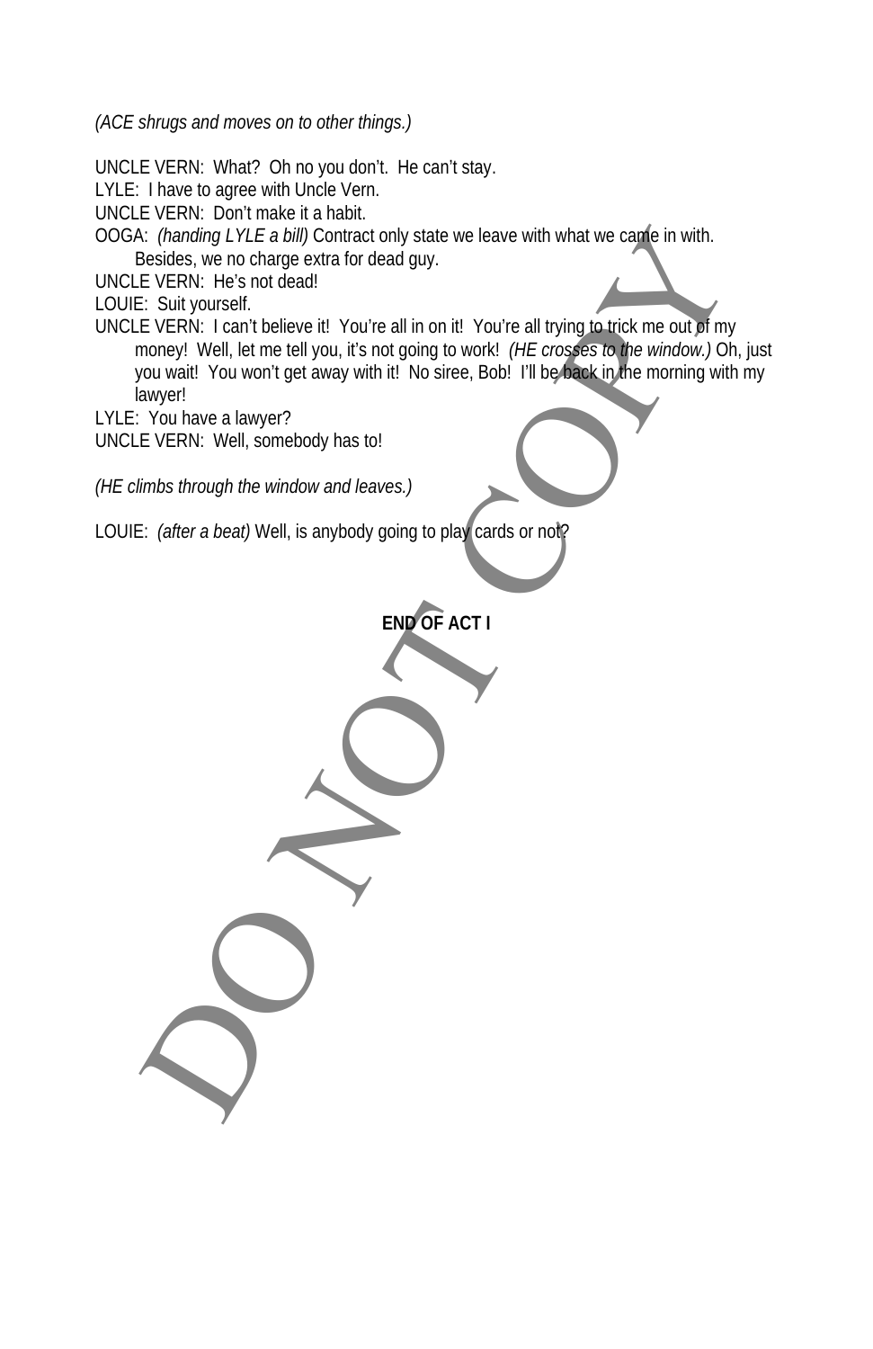*(ACE shrugs and moves on to other things.)*

UNCLE VERN: What? Oh no you don't. He can't stay.
LYLE: I have to agree with Uncle Vern.
UNCLE VERN: Don't make it a habit.
OOGA: *(handing LYLE a bill)* Contract only state we leave with what we came in with. Besides, we no charge extra for dead guy.
UNCLE VERN: He's not dead!
LOUIE: Suit yourself.
UNCLE VERN: I can't believe it! You're all in on it! You're all trying to trick me out of my money! Well, let me tell you, it's not going to work! *(HE crosses to the window.)* Oh, just you wait! You won't get away with it! No siree, Bob! I'll be back in the morning with my lawyer!
LYLE: You have a lawyer?
UNCLE VERN: Well, somebody has to!

*(HE climbs through the window and leaves.)*

LOUIE: *(after a beat)* Well, is anybody going to play cards or not?

**END OF ACT I**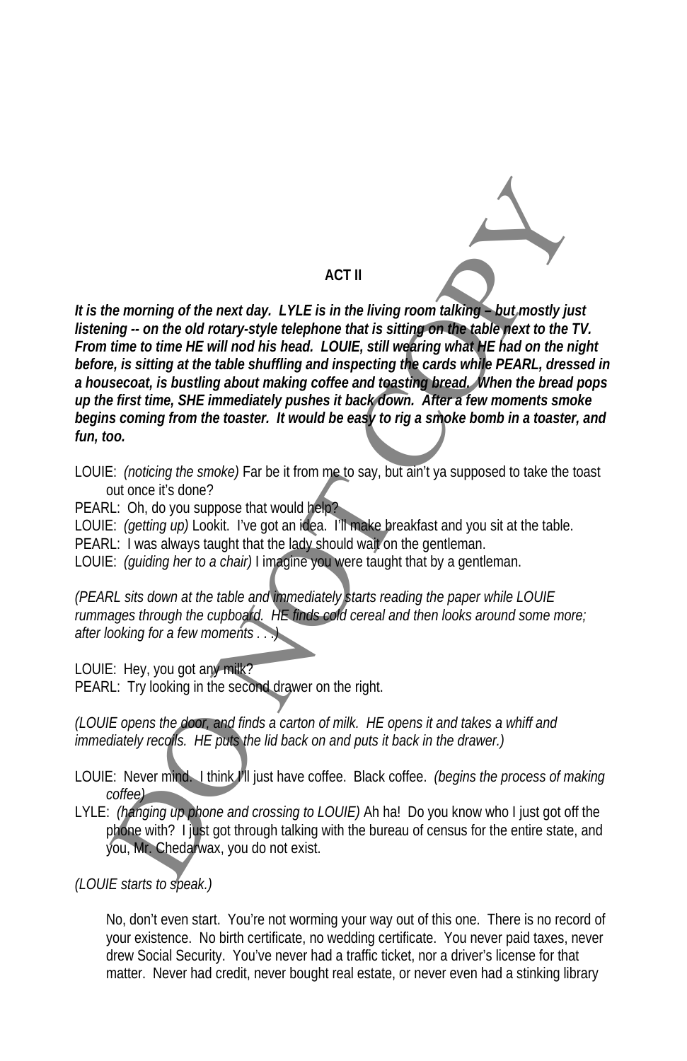## ACT II

***It is the morning of the next day. LYLE is in the living room talking – but mostly just listening -- on the old rotary-style telephone that is sitting on the table next to the TV. From time to time HE will nod his head. LOUIE, still wearing what HE had on the night before, is sitting at the table shuffling and inspecting the cards while PEARL, dressed in a housecoat, is bustling about making coffee and toasting bread. When the bread pops up the first time, SHE immediately pushes it back down. After a few moments smoke begins coming from the toaster. It would be easy to rig a smoke bomb in a toaster, and fun, too.***

LOUIE: *(noticing the smoke)* Far be it from me to say, but ain't ya supposed to take the toast out once it's done?

PEARL: Oh, do you suppose that would help?

LOUIE: *(getting up)* Lookit. I've got an idea. I'll make breakfast and you sit at the table.

PEARL: I was always taught that the lady should wait on the gentleman.

LOUIE: *(guiding her to a chair)* I imagine you were taught that by a gentleman.

*(PEARL sits down at the table and immediately starts reading the paper while LOUIE rummages through the cupboard. HE finds cold cereal and then looks around some more; after looking for a few moments . . .)*

LOUIE: Hey, you got any milk?

PEARL: Try looking in the second drawer on the right.

*(LOUIE opens the door, and finds a carton of milk. HE opens it and takes a whiff and immediately recoils. HE puts the lid back on and puts it back in the drawer.)*

LOUIE: Never mind. I think I'll just have coffee. Black coffee. *(begins the process of making coffee)*

LYLE: *(hanging up phone and crossing to LOUIE)* Ah ha! Do you know who I just got off the phone with? I just got through talking with the bureau of census for the entire state, and you, Mr. Chedarwax, you do not exist.

*(LOUIE starts to speak.)*

No, don't even start. You're not worming your way out of this one. There is no record of your existence. No birth certificate, no wedding certificate. You never paid taxes, never drew Social Security. You've never had a traffic ticket, nor a driver's license for that matter. Never had credit, never bought real estate, or never even had a stinking library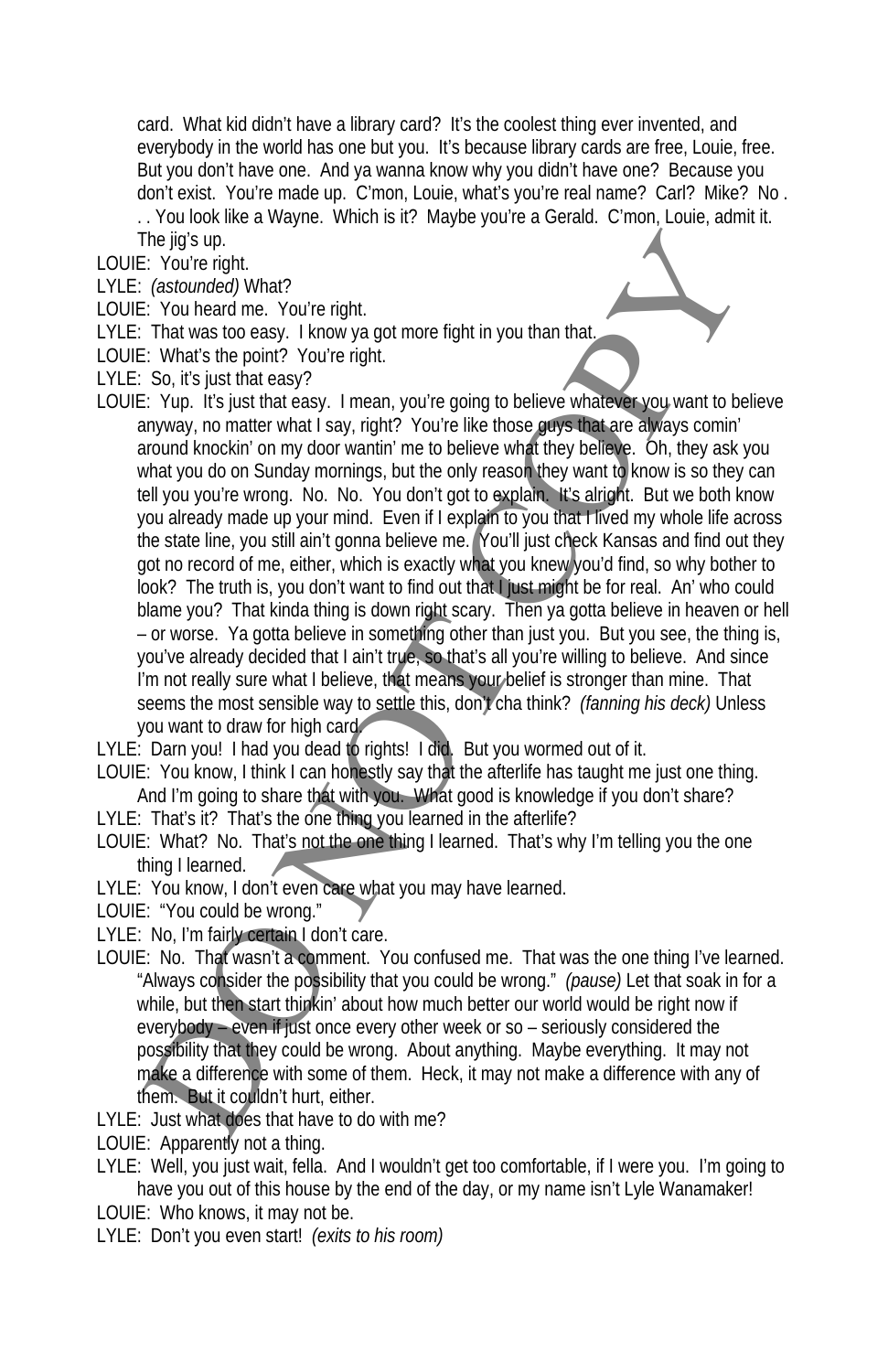card. What kid didn't have a library card? It's the coolest thing ever invented, and everybody in the world has one but you. It's because library cards are free, Louie, free. But you don't have one. And ya wanna know why you didn't have one? Because you don't exist. You're made up. C'mon, Louie, what's you're real name? Carl? Mike? No . . . You look like a Wayne. Which is it? Maybe you're a Gerald. C'mon, Louie, admit it. The jig's up.

LOUIE: You're right.

LYLE: *(astounded)* What?

LOUIE: You heard me. You're right.

LYLE: That was too easy. I know ya got more fight in you than that.

LOUIE: What's the point? You're right.

LYLE: So, it's just that easy?

LOUIE: Yup. It's just that easy. I mean, you're going to believe whatever you want to believe anyway, no matter what I say, right? You're like those guys that are always comin' around knockin' on my door wantin' me to believe what they believe. Oh, they ask you what you do on Sunday mornings, but the only reason they want to know is so they can tell you you're wrong. No. No. You don't got to explain. It's alright. But we both know you already made up your mind. Even if I explain to you that I lived my whole life across the state line, you still ain't gonna believe me. You'll just check Kansas and find out they got no record of me, either, which is exactly what you knew you'd find, so why bother to look? The truth is, you don't want to find out that I just might be for real. An' who could blame you? That kinda thing is down right scary. Then ya gotta believe in heaven or hell – or worse. Ya gotta believe in something other than just you. But you see, the thing is, you've already decided that I ain't true, so that's all you're willing to believe. And since I'm not really sure what I believe, that means your belief is stronger than mine. That seems the most sensible way to settle this, don't cha think? *(fanning his deck)* Unless you want to draw for high card.

LYLE: Darn you! I had you dead to rights! I did. But you wormed out of it.

LOUIE: You know, I think I can honestly say that the afterlife has taught me just one thing. And I'm going to share that with you. What good is knowledge if you don't share?

LYLE: That's it? That's the one thing you learned in the afterlife?

LOUIE: What? No. That's not the one thing I learned. That's why I'm telling you the one thing I learned.

LYLE: You know, I don't even care what you may have learned.

LOUIE: "You could be wrong."

LYLE: No, I'm fairly certain I don't care.

LOUIE: No. That wasn't a comment. You confused me. That was the one thing I've learned. "Always consider the possibility that you could be wrong." *(pause)* Let that soak in for a while, but then start thinkin' about how much better our world would be right now if everybody – even if just once every other week or so – seriously considered the possibility that they could be wrong. About anything. Maybe everything. It may not make a difference with some of them. Heck, it may not make a difference with any of them. But it couldn't hurt, either.

LYLE: Just what does that have to do with me?

LOUIE: Apparently not a thing.

LYLE: Well, you just wait, fella. And I wouldn't get too comfortable, if I were you. I'm going to have you out of this house by the end of the day, or my name isn't Lyle Wanamaker!

LOUIE: Who knows, it may not be.

LYLE: Don't you even start! *(exits to his room)*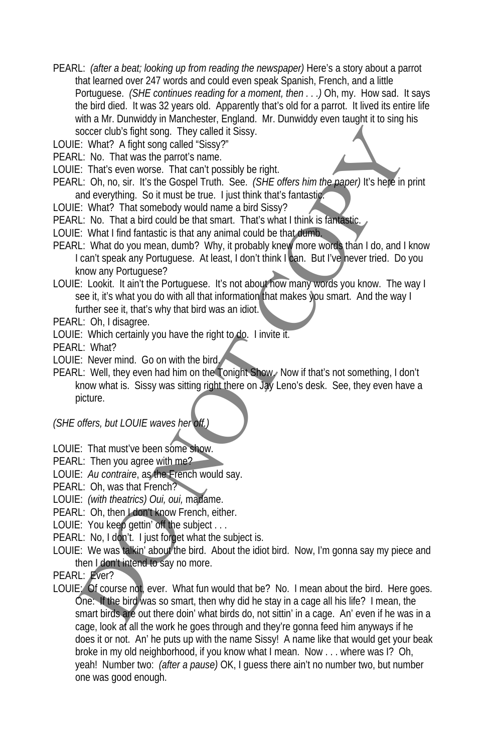PEARL: *(after a beat; looking up from reading the newspaper)* Here's a story about a parrot that learned over 247 words and could even speak Spanish, French, and a little Portuguese. *(SHE continues reading for a moment, then . . .)* Oh, my. How sad. It says the bird died. It was 32 years old. Apparently that's old for a parrot. It lived its entire life with a Mr. Dunwiddy in Manchester, England. Mr. Dunwiddy even taught it to sing his soccer club's fight song. They called it Sissy.

LOUIE: What? A fight song called "Sissy?"

PEARL: No. That was the parrot's name.

LOUIE: That's even worse. That can't possibly be right.

PEARL: Oh, no, sir. It's the Gospel Truth. See. *(SHE offers him the paper)* It's here in print and everything. So it must be true. I just think that's fantastic.

LOUIE: What? That somebody would name a bird Sissy?

PEARL: No. That a bird could be that smart. That's what I think is fantastic.

LOUIE: What I find fantastic is that any animal could be that dumb.

PEARL: What do you mean, dumb? Why, it probably knew more words than I do, and I know I can't speak any Portuguese. At least, I don't think I can. But I've never tried. Do you know any Portuguese?

LOUIE: Lookit. It ain't the Portuguese. It's not about how many words you know. The way I see it, it's what you do with all that information that makes you smart. And the way I further see it, that's why that bird was an idiot.

PEARL: Oh, I disagree.

LOUIE: Which certainly you have the right to do. I invite it.

PEARL: What?

LOUIE: Never mind. Go on with the bird.

PEARL: Well, they even had him on the Tonight Show. Now if that's not something, I don't know what is. Sissy was sitting right there on Jay Leno's desk. See, they even have a picture.

*(SHE offers, but LOUIE waves her off.)*

LOUIE: That must've been some show.

PEARL: Then you agree with me?

LOUIE: *Au contraire*, as the French would say.

PEARL: Oh, was that French?

LOUIE: *(with theatrics) Oui, oui,* madame.

PEARL: Oh, then I don't know French, either.

LOUIE: You keep gettin' off the subject . . .

PEARL: No, I don't. I just forget what the subject is.

LOUIE: We was talkin' about the bird. About the idiot bird. Now, I'm gonna say my piece and then I don't intend to say no more.

PEARL: Ever?

LOUIE: Of course not, ever. What fun would that be? No. I mean about the bird. Here goes. One: If the bird was so smart, then why did he stay in a cage all his life? I mean, the smart birds are out there doin' what birds do, not sittin' in a cage. An' even if he was in a cage, look at all the work he goes through and they're gonna feed him anyways if he does it or not. An' he puts up with the name Sissy! A name like that would get your beak broke in my old neighborhood, if you know what I mean. Now . . . where was I? Oh, yeah! Number two: *(after a pause)* OK, I guess there ain't no number two, but number one was good enough.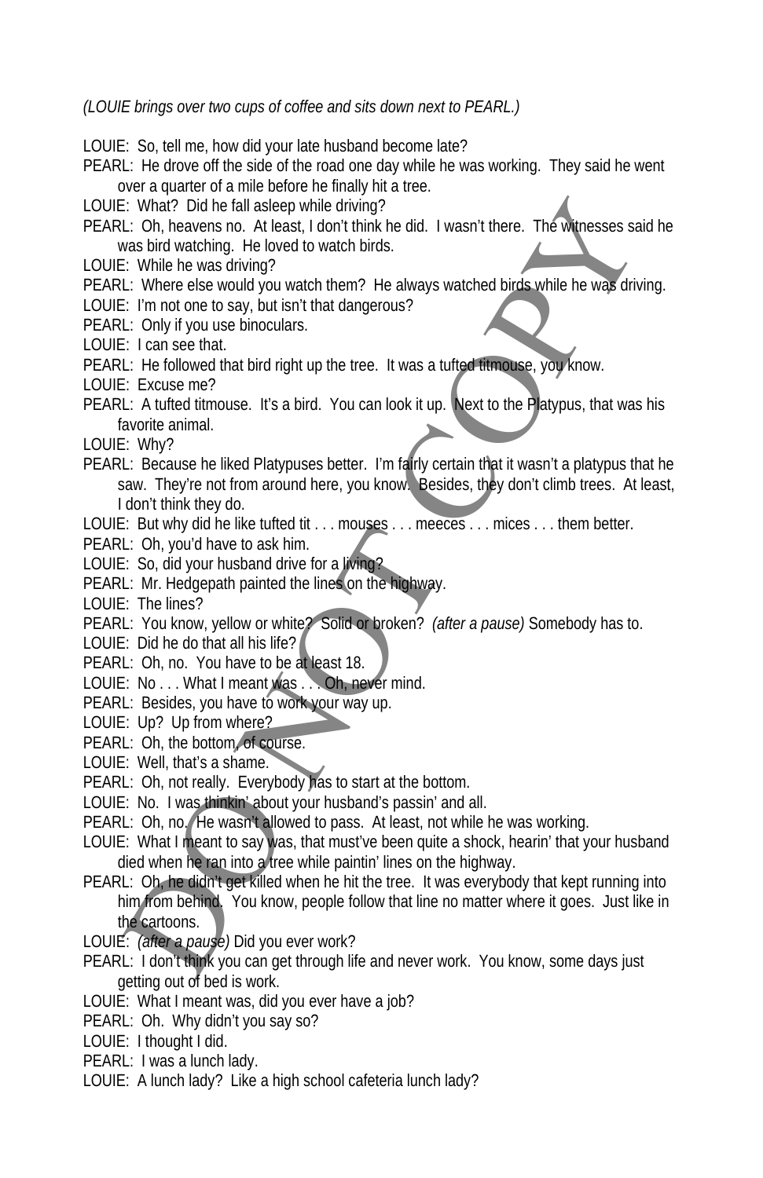*(LOUIE brings over two cups of coffee and sits down next to PEARL.)*

LOUIE: So, tell me, how did your late husband become late?

PEARL: He drove off the side of the road one day while he was working. They said he went over a quarter of a mile before he finally hit a tree.

LOUIE: What? Did he fall asleep while driving?

PEARL: Oh, heavens no. At least, I don't think he did. I wasn't there. The witnesses said he was bird watching. He loved to watch birds.

LOUIE: While he was driving?

PEARL: Where else would you watch them? He always watched birds while he was driving.

LOUIE: I'm not one to say, but isn't that dangerous?

PEARL: Only if you use binoculars.

LOUIE: I can see that.

PEARL: He followed that bird right up the tree. It was a tufted titmouse, you know.

LOUIE: Excuse me?

PEARL: A tufted titmouse. It's a bird. You can look it up. Next to the Platypus, that was his favorite animal.

LOUIE: Why?

PEARL: Because he liked Platypuses better. I'm fairly certain that it wasn't a platypus that he saw. They're not from around here, you know. Besides, they don't climb trees. At least, I don't think they do.

LOUIE: But why did he like tufted tit . . . mouses . . . meeces . . . mices . . . them better.

PEARL: Oh, you'd have to ask him.

LOUIE: So, did your husband drive for a living?

PEARL: Mr. Hedgepath painted the lines on the highway.

LOUIE: The lines?

PEARL: You know, yellow or white? Solid or broken? *(after a pause)* Somebody has to.

LOUIE: Did he do that all his life?

PEARL: Oh, no. You have to be at least 18.

LOUIE: No . . . What I meant was . . . Oh, never mind.

PEARL: Besides, you have to work your way up.

LOUIE: Up? Up from where?

PEARL: Oh, the bottom, of course.

LOUIE: Well, that's a shame.

PEARL: Oh, not really. Everybody has to start at the bottom.

LOUIE: No. I was thinkin' about your husband's passin' and all.

PEARL: Oh, no. He wasn't allowed to pass. At least, not while he was working.

LOUIE: What I meant to say was, that must've been quite a shock, hearin' that your husband died when he ran into a tree while paintin' lines on the highway.

PEARL: Oh, he didn't get killed when he hit the tree. It was everybody that kept running into him from behind. You know, people follow that line no matter where it goes. Just like in the cartoons.

LOUIE: *(after a pause)* Did you ever work?

PEARL: I don't think you can get through life and never work. You know, some days just getting out of bed is work.

LOUIE: What I meant was, did you ever have a job?

PEARL: Oh. Why didn't you say so?

LOUIE: I thought I did.

PEARL: I was a lunch lady.

LOUIE: A lunch lady? Like a high school cafeteria lunch lady?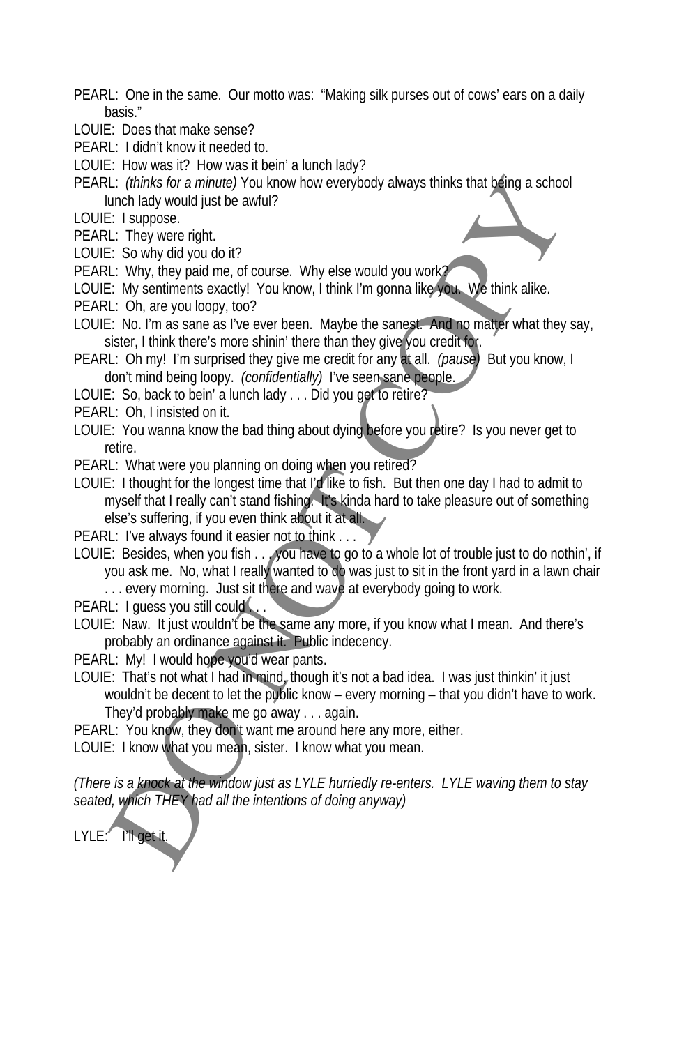PEARL: One in the same. Our motto was: "Making silk purses out of cows' ears on a daily basis."

LOUIE: Does that make sense?

PEARL: I didn't know it needed to.

LOUIE: How was it? How was it bein' a lunch lady?

PEARL: *(thinks for a minute)* You know how everybody always thinks that being a school lunch lady would just be awful?

LOUIE: I suppose.

PEARL: They were right.

LOUIE: So why did you do it?

PEARL: Why, they paid me, of course. Why else would you work?

LOUIE: My sentiments exactly! You know, I think I'm gonna like you. We think alike.

PEARL: Oh, are you loopy, too?

LOUIE: No. I'm as sane as I've ever been. Maybe the sanest. And no matter what they say, sister, I think there's more shinin' there than they give you credit for.

PEARL: Oh my! I'm surprised they give me credit for any at all. *(pause)* But you know, I don't mind being loopy. *(confidentially)* I've seen sane people.

LOUIE: So, back to bein' a lunch lady . . . Did you get to retire?

PEARL: Oh, I insisted on it.

LOUIE: You wanna know the bad thing about dying before you retire? Is you never get to retire.

PEARL: What were you planning on doing when you retired?

LOUIE: I thought for the longest time that I'd like to fish. But then one day I had to admit to myself that I really can't stand fishing. It's kinda hard to take pleasure out of something else's suffering, if you even think about it at all.

PEARL: I've always found it easier not to think . . .

LOUIE: Besides, when you fish . . . you have to go to a whole lot of trouble just to do nothin', if you ask me. No, what I really wanted to do was just to sit in the front yard in a lawn chair . . . every morning. Just sit there and wave at everybody going to work.

PEARL: I guess you still could . . .

LOUIE: Naw. It just wouldn't be the same any more, if you know what I mean. And there's probably an ordinance against it. Public indecency.

PEARL: My! I would hope you'd wear pants.

LOUIE: That's not what I had in mind, though it's not a bad idea. I was just thinkin' it just wouldn't be decent to let the public know – every morning – that you didn't have to work. They'd probably make me go away . . . again.

PEARL: You know, they don't want me around here any more, either.

LOUIE: I know what you mean, sister. I know what you mean.

*(There is a knock at the window just as LYLE hurriedly re-enters. LYLE waving them to stay seated, which THEY had all the intentions of doing anyway)*

LYLE: I'll get it.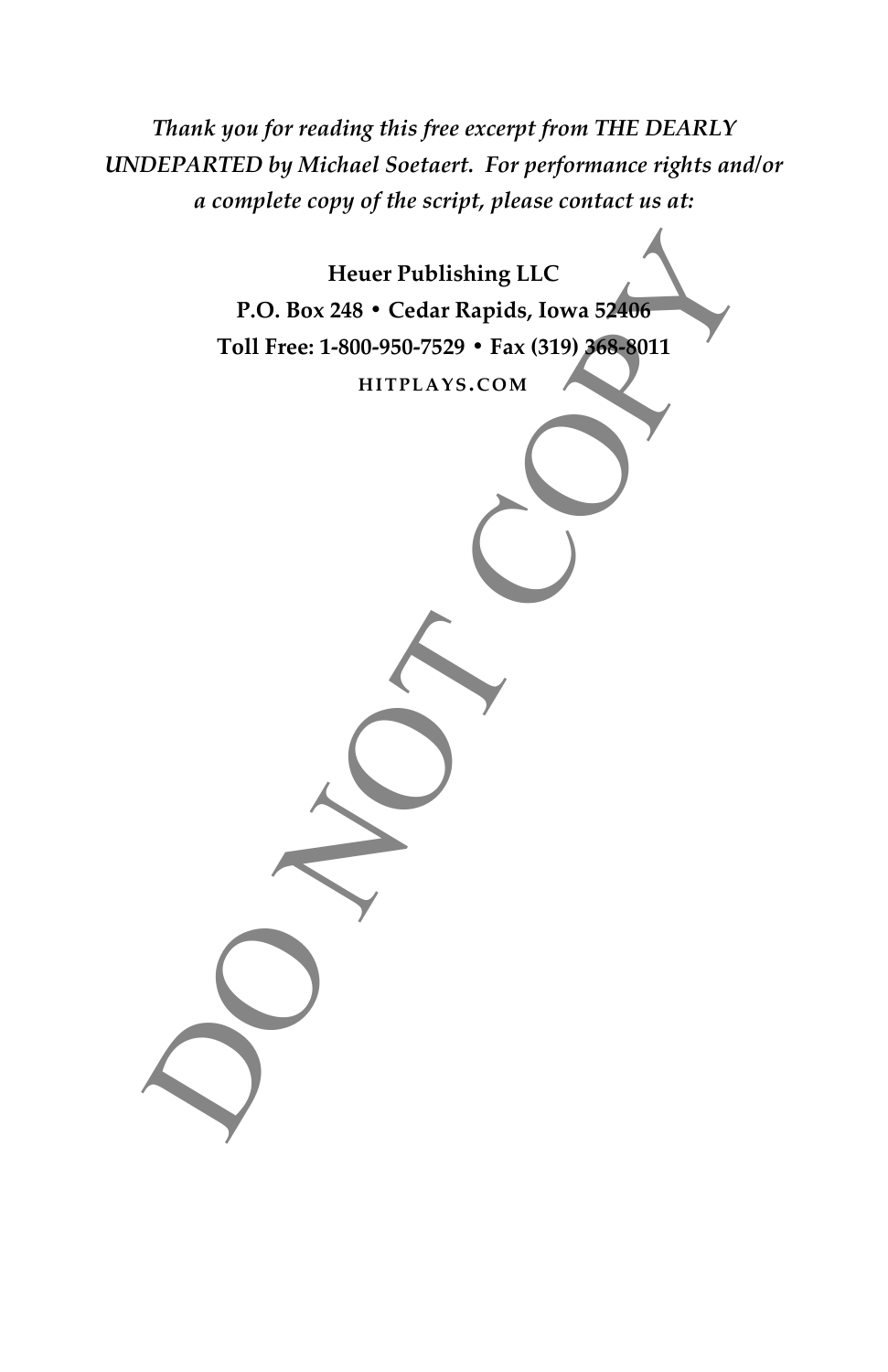*Thank you for reading this free excerpt from THE DEARLY UNDEPARTED by Michael Soetaert. For performance rights and/or a complete copy of the script, please contact us at:*

**Heuer Publishing LLC**

**P.O. Box 248 • Cedar Rapids, Iowa 52406**

**Toll Free: 1-800-950-7529 • Fax (319) 368-8011**

**HITPLAYS.COM**

DO NOT COPY